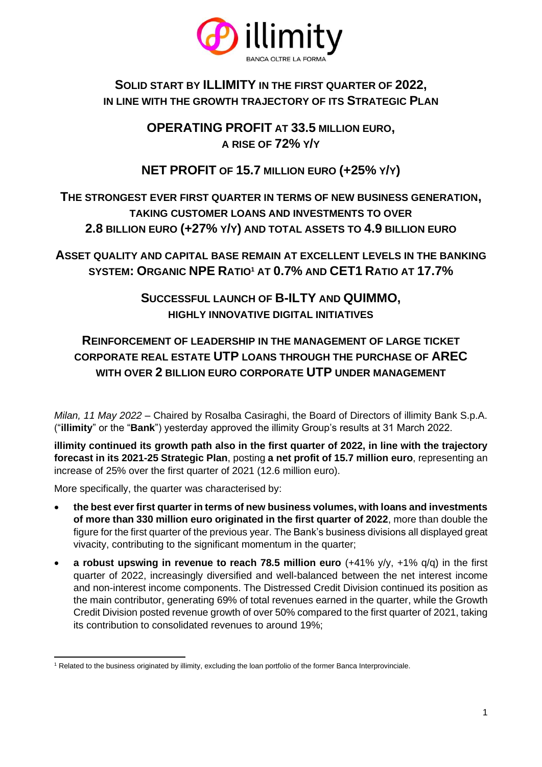# SOLID START BY ILLIMITY IN THE FIRST QUARTER OF 2022, IN LINE WITH THE GROWTH TRAJECTORY OF ITS STRATEGIC PLAN

## OPERATING PROFIT AT 33.5 MILLION EURO, A RISE OF 72% Y/Y

## NET PROFIT OF 15.7 MILLION EURO (+25% Y/Y)

## THE STRONGEST EVER FIRST QUARTER IN TERMS OF NEW BUSINESS GENERATION, TAKING CUSTOMER LOANS AND INVESTMENTS TO OVER 2.8 BILLION EURO (+27% Y/Y) AND TOTAL ASSETS TO 4.9 BILLION EURO

## ASSET QUALITY AND CAPITAL BASE REMAIN AT EXCELLENT LEVELS IN THE BANKING SYSTEM: ORGANIC NPE RATIO[1] AT 0.7% AND CET1 RATIO AT 17.7%

## SUCCESSFUL LAUNCH OF B-ILTY AND QUIMMO, HIGHLY INNOVATIVE DIGITAL INITIATIVES

## REINFORCEMENT OF LEADERSHIP IN THE MANAGEMENT OF LARGE TICKET CORPORATE REAL ESTATE UTP LOANS THROUGH THE PURCHASE OF AREC WITH OVER 2 BILLION EURO CORPORATE UTP UNDER MANAGEMENT

*Milan, 11 May 2022* – Chaired by Rosalba Casiraghi, the Board of Directors of illimity Bank S.p.A. ("**illimity**" or the "**Bank**") yesterday approved the illimity Group's results at 31 March 2022.

**illimity continued its growth path also in the first quarter of 2022, in line with the trajectory forecast in its 2021-25 Strategic Plan**, posting **a net profit of 15.7 million euro**, representing an increase of 25% over the first quarter of 2021 (12.6 million euro).

More specifically, the quarter was characterised by:

- **the best ever first quarter in terms of new business volumes, with loans and investments of more than 330 million euro originated in the first quarter of 2022**, more than double the figure for the first quarter of the previous year. The Bank's business divisions all displayed great vivacity, contributing to the significant momentum in the quarter;
- **a robust upswing in revenue to reach 78.5 million euro** (+41% y/y, +1% q/q) in the first quarter of 2022, increasingly diversified and well-balanced between the net interest income and non-interest income components. The Distressed Credit Division continued its position as the main contributor, generating 69% of total revenues earned in the quarter, while the Growth Credit Division posted revenue growth of over 50% compared to the first quarter of 2021, taking its contribution to consolidated revenues to around 19%;

[1] Related to the business originated by illimity, excluding the loan portfolio of the former Banca Interprovinciale.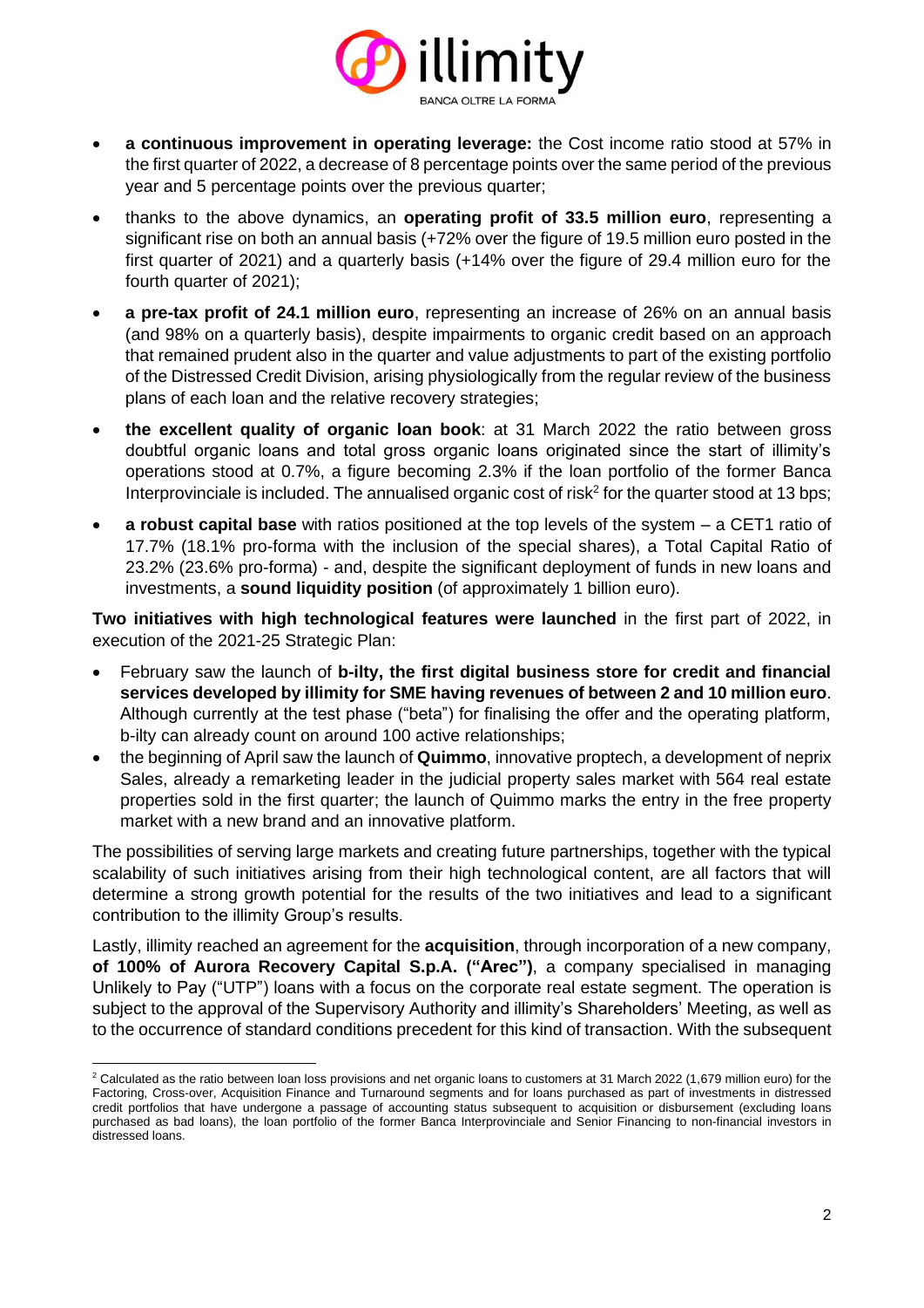- **a continuous improvement in operating leverage:** the Cost income ratio stood at 57% in the first quarter of 2022, a decrease of 8 percentage points over the same period of the previous year and 5 percentage points over the previous quarter;
- thanks to the above dynamics, an **operating profit of 33.5 million euro**, representing a significant rise on both an annual basis (+72% over the figure of 19.5 million euro posted in the first quarter of 2021) and a quarterly basis (+14% over the figure of 29.4 million euro for the fourth quarter of 2021);
- **a pre-tax profit of 24.1 million euro**, representing an increase of 26% on an annual basis (and 98% on a quarterly basis), despite impairments to organic credit based on an approach that remained prudent also in the quarter and value adjustments to part of the existing portfolio of the Distressed Credit Division, arising physiologically from the regular review of the business plans of each loan and the relative recovery strategies;
- **the excellent quality of organic loan book**: at 31 March 2022 the ratio between gross doubtful organic loans and total gross organic loans originated since the start of illimity's operations stood at 0.7%, a figure becoming 2.3% if the loan portfolio of the former Banca Interprovinciale is included. The annualised organic cost of risk[2] for the quarter stood at 13 bps;
- **a robust capital base** with ratios positioned at the top levels of the system – a CET1 ratio of 17.7% (18.1% pro-forma with the inclusion of the special shares), a Total Capital Ratio of 23.2% (23.6% pro-forma) - and, despite the significant deployment of funds in new loans and investments, a **sound liquidity position** (of approximately 1 billion euro).

**Two initiatives with high technological features were launched** in the first part of 2022, in execution of the 2021-25 Strategic Plan:

- February saw the launch of **b-ilty, the first digital business store for credit and financial services developed by illimity for SME having revenues of between 2 and 10 million euro**. Although currently at the test phase ("beta") for finalising the offer and the operating platform, b-ilty can already count on around 100 active relationships;
- the beginning of April saw the launch of **Quimmo**, innovative proptech, a development of neprix Sales, already a remarketing leader in the judicial property sales market with 564 real estate properties sold in the first quarter; the launch of Quimmo marks the entry in the free property market with a new brand and an innovative platform.

The possibilities of serving large markets and creating future partnerships, together with the typical scalability of such initiatives arising from their high technological content, are all factors that will determine a strong growth potential for the results of the two initiatives and lead to a significant contribution to the illimity Group's results.

Lastly, illimity reached an agreement for the **acquisition**, through incorporation of a new company, **of 100% of Aurora Recovery Capital S.p.A. ("Arec")**, a company specialised in managing Unlikely to Pay ("UTP") loans with a focus on the corporate real estate segment. The operation is subject to the approval of the Supervisory Authority and illimity's Shareholders' Meeting, as well as to the occurrence of standard conditions precedent for this kind of transaction. With the subsequent

[2] Calculated as the ratio between loan loss provisions and net organic loans to customers at 31 March 2022 (1,679 million euro) for the Factoring, Cross-over, Acquisition Finance and Turnaround segments and for loans purchased as part of investments in distressed credit portfolios that have undergone a passage of accounting status subsequent to acquisition or disbursement (excluding loans purchased as bad loans), the loan portfolio of the former Banca Interprovinciale and Senior Financing to non-financial investors in distressed loans.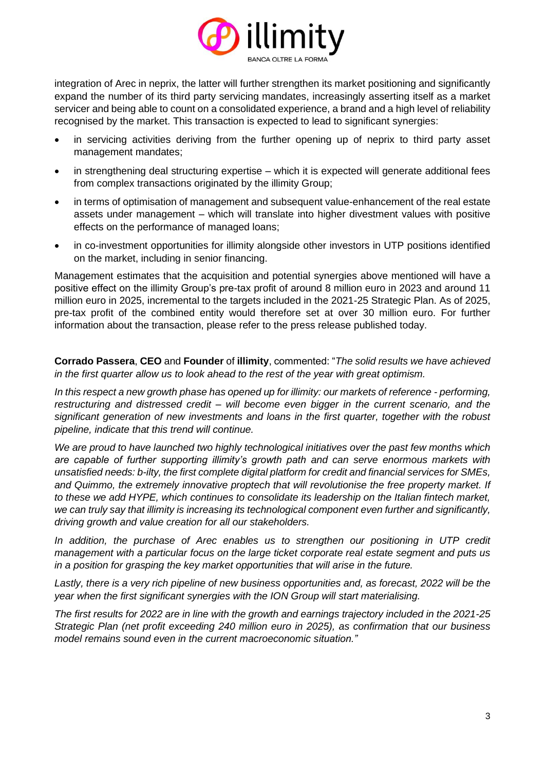integration of Arec in neprix, the latter will further strengthen its market positioning and significantly expand the number of its third party servicing mandates, increasingly asserting itself as a market servicer and being able to count on a consolidated experience, a brand and a high level of reliability recognised by the market. This transaction is expected to lead to significant synergies:

- in servicing activities deriving from the further opening up of neprix to third party asset management mandates;
- in strengthening deal structuring expertise – which it is expected will generate additional fees from complex transactions originated by the illimity Group;
- in terms of optimisation of management and subsequent value-enhancement of the real estate assets under management – which will translate into higher divestment values with positive effects on the performance of managed loans;
- in co-investment opportunities for illimity alongside other investors in UTP positions identified on the market, including in senior financing.

Management estimates that the acquisition and potential synergies above mentioned will have a positive effect on the illimity Group's pre-tax profit of around 8 million euro in 2023 and around 11 million euro in 2025, incremental to the targets included in the 2021-25 Strategic Plan. As of 2025, pre-tax profit of the combined entity would therefore set at over 30 million euro. For further information about the transaction, please refer to the press release published today.

**Corrado Passera**, **CEO** and **Founder** of **illimity**, commented: "*The solid results we have achieved in the first quarter allow us to look ahead to the rest of the year with great optimism.*

*In this respect a new growth phase has opened up for illimity: our markets of reference - performing, restructuring and distressed credit – will become even bigger in the current scenario, and the significant generation of new investments and loans in the first quarter, together with the robust pipeline, indicate that this trend will continue.*

*We are proud to have launched two highly technological initiatives over the past few months which are capable of further supporting illimity's growth path and can serve enormous markets with unsatisfied needs: b-ilty, the first complete digital platform for credit and financial services for SMEs, and Quimmo, the extremely innovative proptech that will revolutionise the free property market. If to these we add HYPE, which continues to consolidate its leadership on the Italian fintech market, we can truly say that illimity is increasing its technological component even further and significantly, driving growth and value creation for all our stakeholders.*

*In addition, the purchase of Arec enables us to strengthen our positioning in UTP credit management with a particular focus on the large ticket corporate real estate segment and puts us in a position for grasping the key market opportunities that will arise in the future.*

*Lastly, there is a very rich pipeline of new business opportunities and, as forecast, 2022 will be the year when the first significant synergies with the ION Group will start materialising.*

*The first results for 2022 are in line with the growth and earnings trajectory included in the 2021-25 Strategic Plan (net profit exceeding 240 million euro in 2025), as confirmation that our business model remains sound even in the current macroeconomic situation.*"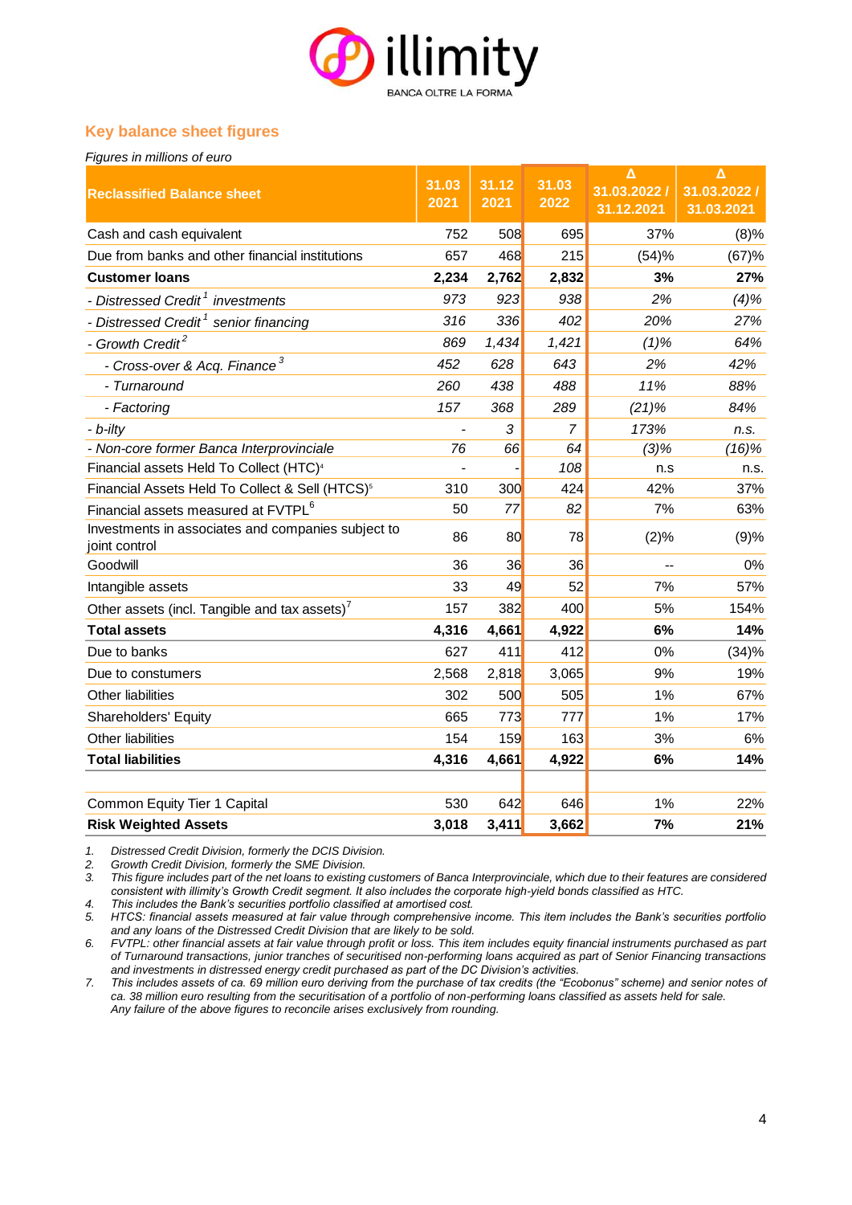## Key balance sheet figures

*Figures in millions of euro*

| Reclassified Balance sheet | 31.03 2021 | 31.12 2021 | 31.03 2022 | Δ 31.03.2022 / 31.12.2021 | Δ 31.03.2022 / 31.03.2021 |
|---|---|---|---|---|---|
| Cash and cash equivalent | 752 | 508 | 695 | 37% | (8)% |
| Due from banks and other financial institutions | 657 | 468 | 215 | (54)% | (67)% |
| **Customer loans** | **2,234** | **2,762** | **2,832** | **3%** | **27%** |
| *- Distressed Credit[1] investments* | *973* | *923* | *938* | *2%* | *(4)%* |
| *- Distressed Credit[1] senior financing* | *316* | *336* | *402* | *20%* | *27%* |
| *- Growth Credit[2]* | *869* | *1,434* | *1,421* | *(1)%* | *64%* |
| *- Cross-over & Acq. Finance[3]* | *452* | *628* | *643* | *2%* | *42%* |
| *- Turnaround* | *260* | *438* | *488* | *11%* | *88%* |
| *- Factoring* | *157* | *368* | *289* | *(21)%* | *84%* |
| *- b-ilty* | *-* | *3* | *7* | *173%* | *n.s.* |
| *- Non-core former Banca Interprovinciale* | *76* | *66* | *64* | *(3)%* | *(16)%* |
| Financial assets Held To Collect (HTC)[4] | - | - | 108 | n.s | n.s. |
| Financial Assets Held To Collect & Sell (HTCS)[5] | 310 | 300 | 424 | 42% | 37% |
| Financial assets measured at FVTPL[6] | 50 | 77 | 82 | 7% | 63% |
| Investments in associates and companies subject to joint control | 86 | 80 | 78 | (2)% | (9)% |
| Goodwill | 36 | 36 | 36 | -- | 0% |
| Intangible assets | 33 | 49 | 52 | 7% | 57% |
| Other assets (incl. Tangible and tax assets)[7] | 157 | 382 | 400 | 5% | 154% |
| **Total assets** | **4,316** | **4,661** | **4,922** | **6%** | **14%** |
| Due to banks | 627 | 411 | 412 | 0% | (34)% |
| Due to constumers | 2,568 | 2,818 | 3,065 | 9% | 19% |
| Other liabilities | 302 | 500 | 505 | 1% | 67% |
| Shareholders' Equity | 665 | 773 | 777 | 1% | 17% |
| Other liabilities | 154 | 159 | 163 | 3% | 6% |
| **Total liabilities** | **4,316** | **4,661** | **4,922** | **6%** | **14%** |
| | | | | | |
| Common Equity Tier 1 Capital | 530 | 642 | 646 | 1% | 22% |
| **Risk Weighted Assets** | **3,018** | **3,411** | **3,662** | **7%** | **21%** |

1. *Distressed Credit Division, formerly the DCIS Division.*
2. *Growth Credit Division, formerly the SME Division.*
3. *This figure includes part of the net loans to existing customers of Banca Interprovinciale, which due to their features are considered consistent with illimity's Growth Credit segment. It also includes the corporate high-yield bonds classified as HTC.*
4. *This includes the Bank's securities portfolio classified at amortised cost.*
5. *HTCS: financial assets measured at fair value through comprehensive income. This item includes the Bank's securities portfolio and any loans of the Distressed Credit Division that are likely to be sold.*
6. *FVTPL: other financial assets at fair value through profit or loss. This item includes equity financial instruments purchased as part of Turnaround transactions, junior tranches of securitised non-performing loans acquired as part of Senior Financing transactions and investments in distressed energy credit purchased as part of the DC Division's activities.*
7. *This includes assets of ca. 69 million euro deriving from the purchase of tax credits (the "Ecobonus" scheme) and senior notes of ca. 38 million euro resulting from the securitisation of a portfolio of non-performing loans classified as assets held for sale.*
*Any failure of the above figures to reconcile arises exclusively from rounding.*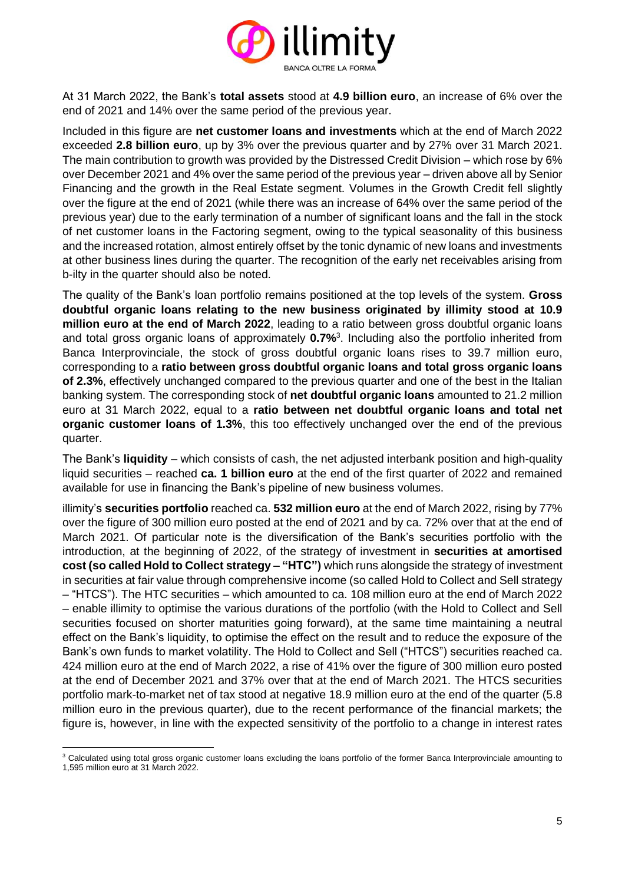At 31 March 2022, the Bank's **total assets** stood at **4.9 billion euro**, an increase of 6% over the end of 2021 and 14% over the same period of the previous year.

Included in this figure are **net customer loans and investments** which at the end of March 2022 exceeded **2.8 billion euro**, up by 3% over the previous quarter and by 27% over 31 March 2021. The main contribution to growth was provided by the Distressed Credit Division – which rose by 6% over December 2021 and 4% over the same period of the previous year – driven above all by Senior Financing and the growth in the Real Estate segment. Volumes in the Growth Credit fell slightly over the figure at the end of 2021 (while there was an increase of 64% over the same period of the previous year) due to the early termination of a number of significant loans and the fall in the stock of net customer loans in the Factoring segment, owing to the typical seasonality of this business and the increased rotation, almost entirely offset by the tonic dynamic of new loans and investments at other business lines during the quarter. The recognition of the early net receivables arising from b-ilty in the quarter should also be noted.

The quality of the Bank's loan portfolio remains positioned at the top levels of the system. **Gross doubtful organic loans relating to the new business originated by illimity stood at 10.9 million euro at the end of March 2022**, leading to a ratio between gross doubtful organic loans and total gross organic loans of approximately **0.7%**[3]. Including also the portfolio inherited from Banca Interprovinciale, the stock of gross doubtful organic loans rises to 39.7 million euro, corresponding to a **ratio between gross doubtful organic loans and total gross organic loans of 2.3%**, effectively unchanged compared to the previous quarter and one of the best in the Italian banking system. The corresponding stock of **net doubtful organic loans** amounted to 21.2 million euro at 31 March 2022, equal to a **ratio between net doubtful organic loans and total net organic customer loans of 1.3%**, this too effectively unchanged over the end of the previous quarter.

The Bank's **liquidity** – which consists of cash, the net adjusted interbank position and high-quality liquid securities – reached **ca. 1 billion euro** at the end of the first quarter of 2022 and remained available for use in financing the Bank's pipeline of new business volumes.

illimity's **securities portfolio** reached ca. **532 million euro** at the end of March 2022, rising by 77% over the figure of 300 million euro posted at the end of 2021 and by ca. 72% over that at the end of March 2021. Of particular note is the diversification of the Bank's securities portfolio with the introduction, at the beginning of 2022, of the strategy of investment in **securities at amortised cost (so called Hold to Collect strategy – "HTC")** which runs alongside the strategy of investment in securities at fair value through comprehensive income (so called Hold to Collect and Sell strategy – "HTCS"). The HTC securities – which amounted to ca. 108 million euro at the end of March 2022 – enable illimity to optimise the various durations of the portfolio (with the Hold to Collect and Sell securities focused on shorter maturities going forward), at the same time maintaining a neutral effect on the Bank's liquidity, to optimise the effect on the result and to reduce the exposure of the Bank's own funds to market volatility. The Hold to Collect and Sell ("HTCS") securities reached ca. 424 million euro at the end of March 2022, a rise of 41% over the figure of 300 million euro posted at the end of December 2021 and 37% over that at the end of March 2021. The HTCS securities portfolio mark-to-market net of tax stood at negative 18.9 million euro at the end of the quarter (5.8 million euro in the previous quarter), due to the recent performance of the financial markets; the figure is, however, in line with the expected sensitivity of the portfolio to a change in interest rates

[3] Calculated using total gross organic customer loans excluding the loans portfolio of the former Banca Interprovinciale amounting to 1,595 million euro at 31 March 2022.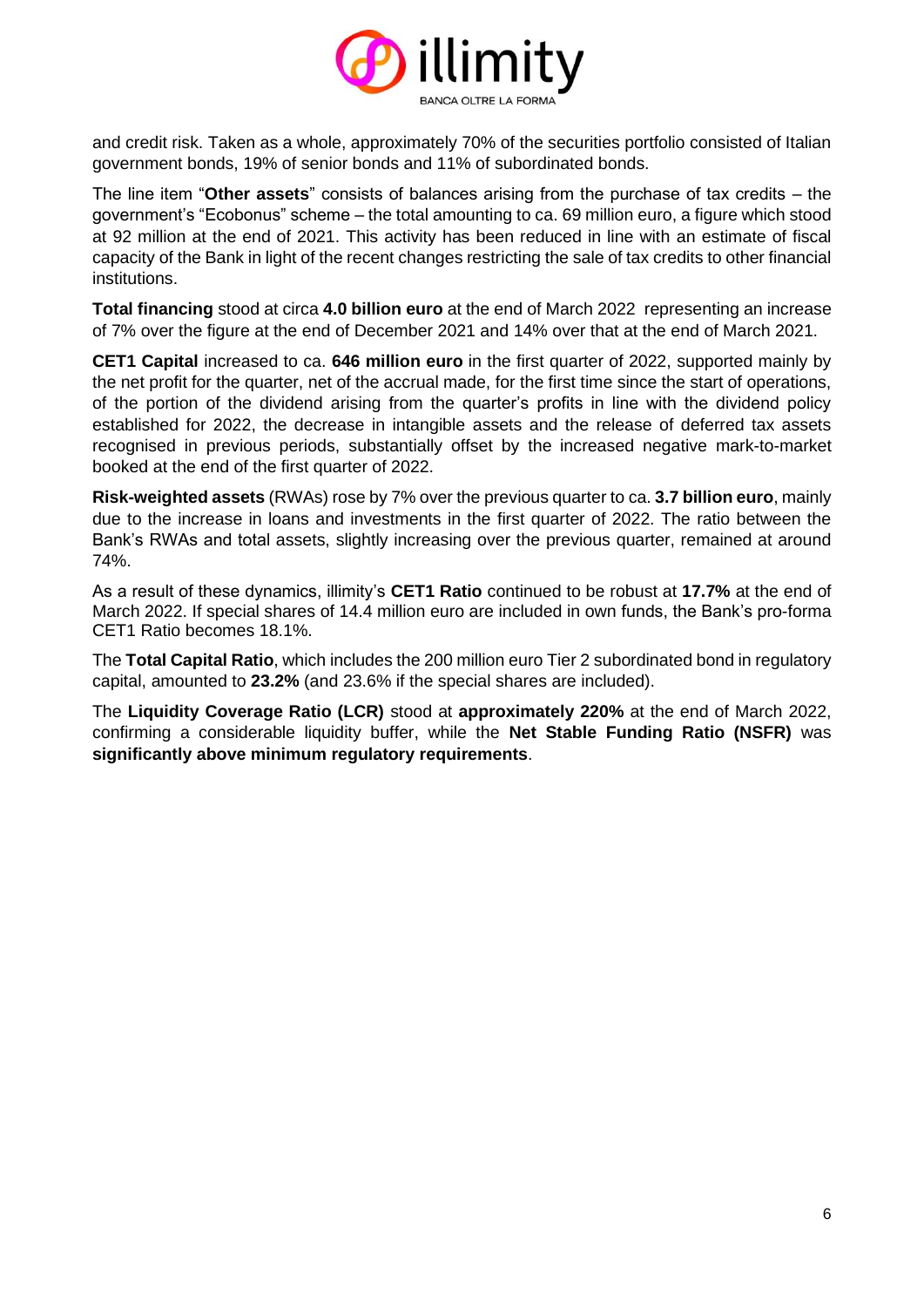and credit risk. Taken as a whole, approximately 70% of the securities portfolio consisted of Italian government bonds, 19% of senior bonds and 11% of subordinated bonds.

The line item "**Other assets**" consists of balances arising from the purchase of tax credits – the government's "Ecobonus" scheme – the total amounting to ca. 69 million euro, a figure which stood at 92 million at the end of 2021. This activity has been reduced in line with an estimate of fiscal capacity of the Bank in light of the recent changes restricting the sale of tax credits to other financial institutions.

**Total financing** stood at circa **4.0 billion euro** at the end of March 2022 representing an increase of 7% over the figure at the end of December 2021 and 14% over that at the end of March 2021.

**CET1 Capital** increased to ca. **646 million euro** in the first quarter of 2022, supported mainly by the net profit for the quarter, net of the accrual made, for the first time since the start of operations, of the portion of the dividend arising from the quarter's profits in line with the dividend policy established for 2022, the decrease in intangible assets and the release of deferred tax assets recognised in previous periods, substantially offset by the increased negative mark-to-market booked at the end of the first quarter of 2022.

**Risk-weighted assets** (RWAs) rose by 7% over the previous quarter to ca. **3.7 billion euro**, mainly due to the increase in loans and investments in the first quarter of 2022. The ratio between the Bank's RWAs and total assets, slightly increasing over the previous quarter, remained at around 74%.

As a result of these dynamics, illimity's **CET1 Ratio** continued to be robust at **17.7%** at the end of March 2022. If special shares of 14.4 million euro are included in own funds, the Bank's pro-forma CET1 Ratio becomes 18.1%.

The **Total Capital Ratio**, which includes the 200 million euro Tier 2 subordinated bond in regulatory capital, amounted to **23.2%** (and 23.6% if the special shares are included).

The **Liquidity Coverage Ratio (LCR)** stood at **approximately 220%** at the end of March 2022, confirming a considerable liquidity buffer, while the **Net Stable Funding Ratio (NSFR)** was **significantly above minimum regulatory requirements**.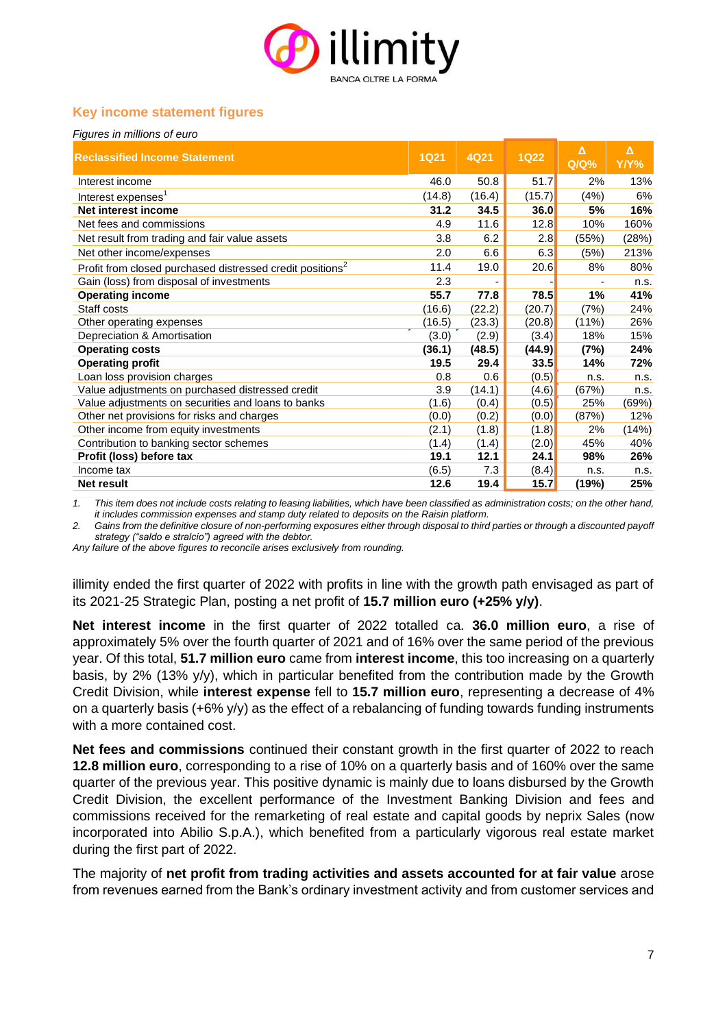## Key income statement figures

*Figures in millions of euro*

| Reclassified Income Statement | 1Q21 | 4Q21 | 1Q22 | Δ Q/Q% | Δ Y/Y% |
|---|---|---|---|---|---|
| Interest income | 46.0 | 50.8 | 51.7 | 2% | 13% |
| Interest expenses[1] | (14.8) | (16.4) | (15.7) | (4%) | 6% |
| **Net interest income** | **31.2** | **34.5** | **36.0** | **5%** | **16%** |
| Net fees and commissions | 4.9 | 11.6 | 12.8 | 10% | 160% |
| Net result from trading and fair value assets | 3.8 | 6.2 | 2.8 | (55%) | (28%) |
| Net other income/expenses | 2.0 | 6.6 | 6.3 | (5%) | 213% |
| Profit from closed purchased distressed credit positions[2] | 11.4 | 19.0 | 20.6 | 8% | 80% |
| Gain (loss) from disposal of investments | 2.3 | - | - | - | n.s. |
| **Operating income** | **55.7** | **77.8** | **78.5** | **1%** | **41%** |
| Staff costs | (16.6) | (22.2) | (20.7) | (7%) | 24% |
| Other operating expenses | (16.5) | (23.3) | (20.8) | (11%) | 26% |
| Depreciation & Amortisation | (3.0) | (2.9) | (3.4) | 18% | 15% |
| **Operating costs** | **(36.1)** | **(48.5)** | **(44.9)** | **(7%)** | **24%** |
| **Operating profit** | **19.5** | **29.4** | **33.5** | **14%** | **72%** |
| Loan loss provision charges | 0.8 | 0.6 | (0.5) | n.s. | n.s. |
| Value adjustments on purchased distressed credit | 3.9 | (14.1) | (4.6) | (67%) | n.s. |
| Value adjustments on securities and loans to banks | (1.6) | (0.4) | (0.5) | 25% | (69%) |
| Other net provisions for risks and charges | (0.0) | (0.2) | (0.0) | (87%) | 12% |
| Other income from equity investments | (2.1) | (1.8) | (1.8) | 2% | (14%) |
| Contribution to banking sector schemes | (1.4) | (1.4) | (2.0) | 45% | 40% |
| **Profit (loss) before tax** | **19.1** | **12.1** | **24.1** | **98%** | **26%** |
| Income tax | (6.5) | 7.3 | (8.4) | n.s. | n.s. |
| **Net result** | **12.6** | **19.4** | **15.7** | **(19%)** | **25%** |

1. *This item does not include costs relating to leasing liabilities, which have been classified as administration costs; on the other hand, it includes commission expenses and stamp duty related to deposits on the Raisin platform.*
2. *Gains from the definitive closure of non-performing exposures either through disposal to third parties or through a discounted payoff strategy ("saldo e stralcio") agreed with the debtor.*

*Any failure of the above figures to reconcile arises exclusively from rounding.*

illimity ended the first quarter of 2022 with profits in line with the growth path envisaged as part of its 2021-25 Strategic Plan, posting a net profit of **15.7 million euro (+25% y/y)**.

**Net interest income** in the first quarter of 2022 totalled ca. **36.0 million euro**, a rise of approximately 5% over the fourth quarter of 2021 and of 16% over the same period of the previous year. Of this total, **51.7 million euro** came from **interest income**, this too increasing on a quarterly basis, by 2% (13% y/y), which in particular benefited from the contribution made by the Growth Credit Division, while **interest expense** fell to **15.7 million euro**, representing a decrease of 4% on a quarterly basis (+6% y/y) as the effect of a rebalancing of funding towards funding instruments with a more contained cost.

**Net fees and commissions** continued their constant growth in the first quarter of 2022 to reach **12.8 million euro**, corresponding to a rise of 10% on a quarterly basis and of 160% over the same quarter of the previous year. This positive dynamic is mainly due to loans disbursed by the Growth Credit Division, the excellent performance of the Investment Banking Division and fees and commissions received for the remarketing of real estate and capital goods by neprix Sales (now incorporated into Abilio S.p.A.), which benefited from a particularly vigorous real estate market during the first part of 2022.

The majority of **net profit from trading activities and assets accounted for at fair value** arose from revenues earned from the Bank's ordinary investment activity and from customer services and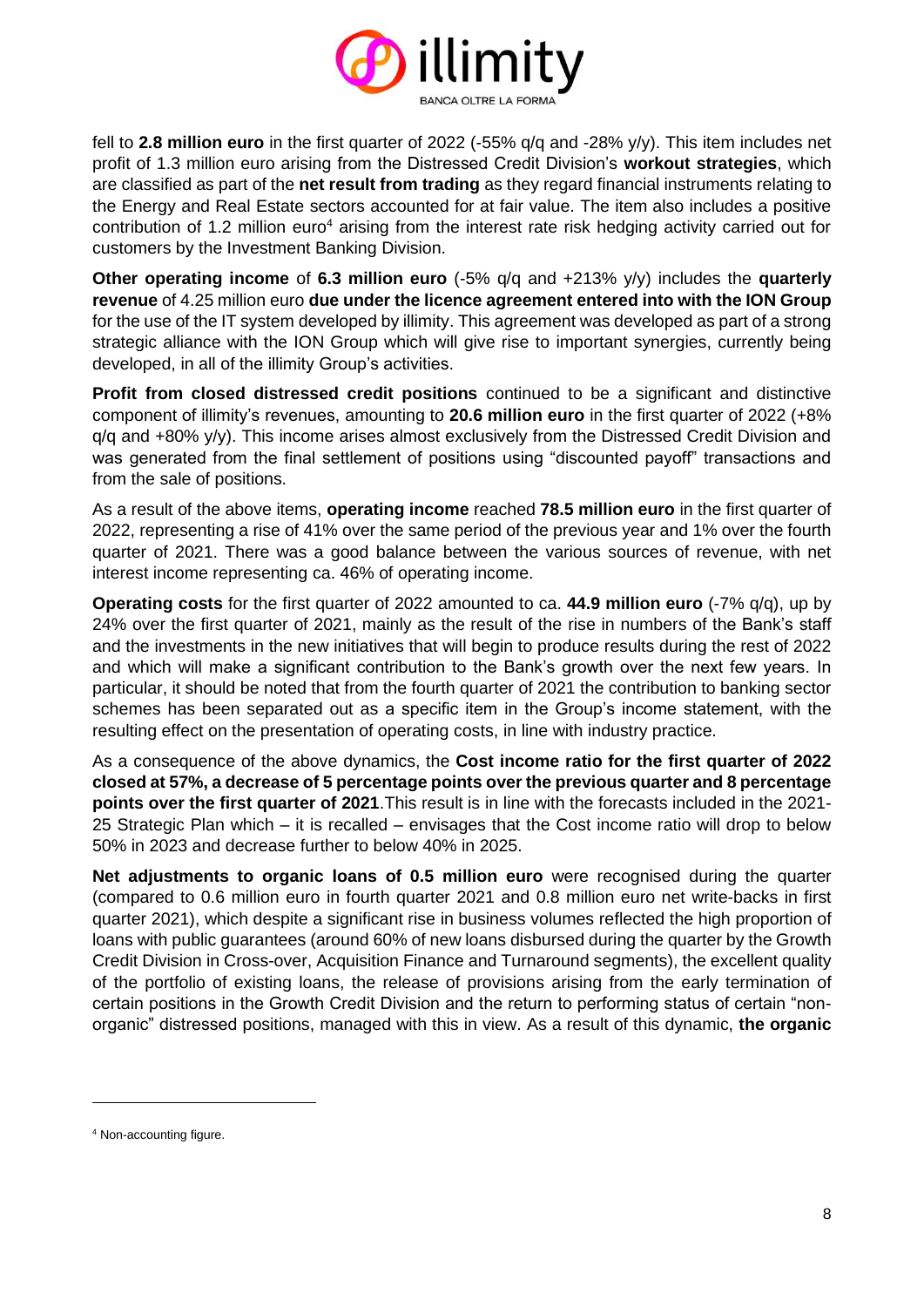fell to **2.8 million euro** in the first quarter of 2022 (-55% q/q and -28% y/y). This item includes net profit of 1.3 million euro arising from the Distressed Credit Division's **workout strategies**, which are classified as part of the **net result from trading** as they regard financial instruments relating to the Energy and Real Estate sectors accounted for at fair value. The item also includes a positive contribution of 1.2 million euro[4] arising from the interest rate risk hedging activity carried out for customers by the Investment Banking Division.

**Other operating income** of **6.3 million euro** (-5% q/q and +213% y/y) includes the **quarterly revenue** of 4.25 million euro **due under the licence agreement entered into with the ION Group** for the use of the IT system developed by illimity. This agreement was developed as part of a strong strategic alliance with the ION Group which will give rise to important synergies, currently being developed, in all of the illimity Group's activities.

**Profit from closed distressed credit positions** continued to be a significant and distinctive component of illimity's revenues, amounting to **20.6 million euro** in the first quarter of 2022 (+8% q/q and +80% y/y). This income arises almost exclusively from the Distressed Credit Division and was generated from the final settlement of positions using "discounted payoff" transactions and from the sale of positions.

As a result of the above items, **operating income** reached **78.5 million euro** in the first quarter of 2022, representing a rise of 41% over the same period of the previous year and 1% over the fourth quarter of 2021. There was a good balance between the various sources of revenue, with net interest income representing ca. 46% of operating income.

**Operating costs** for the first quarter of 2022 amounted to ca. **44.9 million euro** (-7% q/q), up by 24% over the first quarter of 2021, mainly as the result of the rise in numbers of the Bank's staff and the investments in the new initiatives that will begin to produce results during the rest of 2022 and which will make a significant contribution to the Bank's growth over the next few years. In particular, it should be noted that from the fourth quarter of 2021 the contribution to banking sector schemes has been separated out as a specific item in the Group's income statement, with the resulting effect on the presentation of operating costs, in line with industry practice.

As a consequence of the above dynamics, the **Cost income ratio for the first quarter of 2022 closed at 57%, a decrease of 5 percentage points over the previous quarter and 8 percentage points over the first quarter of 2021**.This result is in line with the forecasts included in the 2021-25 Strategic Plan which – it is recalled – envisages that the Cost income ratio will drop to below 50% in 2023 and decrease further to below 40% in 2025.

**Net adjustments to organic loans of 0.5 million euro** were recognised during the quarter (compared to 0.6 million euro in fourth quarter 2021 and 0.8 million euro net write-backs in first quarter 2021), which despite a significant rise in business volumes reflected the high proportion of loans with public guarantees (around 60% of new loans disbursed during the quarter by the Growth Credit Division in Cross-over, Acquisition Finance and Turnaround segments), the excellent quality of the portfolio of existing loans, the release of provisions arising from the early termination of certain positions in the Growth Credit Division and the return to performing status of certain "non-organic" distressed positions, managed with this in view. As a result of this dynamic, **the organic**

[4] Non-accounting figure.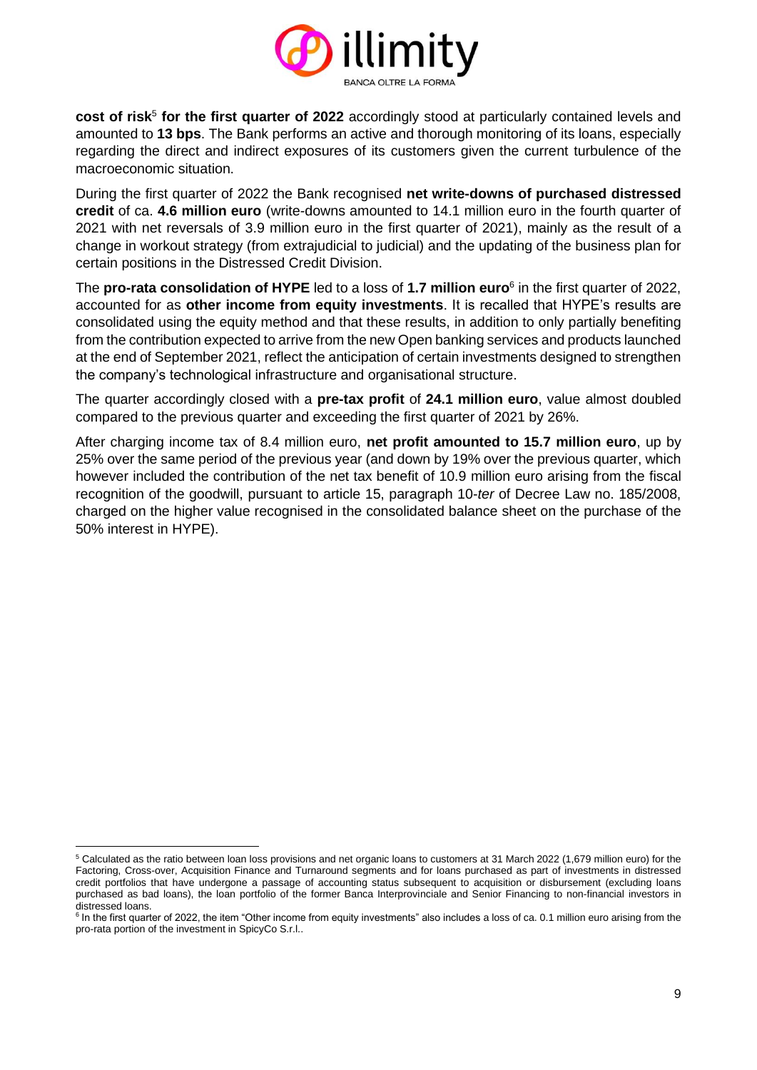**cost of risk**[5] **for the first quarter of 2022** accordingly stood at particularly contained levels and amounted to **13 bps**. The Bank performs an active and thorough monitoring of its loans, especially regarding the direct and indirect exposures of its customers given the current turbulence of the macroeconomic situation.

During the first quarter of 2022 the Bank recognised **net write-downs of purchased distressed credit** of ca. **4.6 million euro** (write-downs amounted to 14.1 million euro in the fourth quarter of 2021 with net reversals of 3.9 million euro in the first quarter of 2021), mainly as the result of a change in workout strategy (from extrajudicial to judicial) and the updating of the business plan for certain positions in the Distressed Credit Division.

The **pro-rata consolidation of HYPE** led to a loss of **1.7 million euro**[6] in the first quarter of 2022, accounted for as **other income from equity investments**. It is recalled that HYPE's results are consolidated using the equity method and that these results, in addition to only partially benefiting from the contribution expected to arrive from the new Open banking services and products launched at the end of September 2021, reflect the anticipation of certain investments designed to strengthen the company's technological infrastructure and organisational structure.

The quarter accordingly closed with a **pre-tax profit** of **24.1 million euro**, value almost doubled compared to the previous quarter and exceeding the first quarter of 2021 by 26%.

After charging income tax of 8.4 million euro, **net profit amounted to 15.7 million euro**, up by 25% over the same period of the previous year (and down by 19% over the previous quarter, which however included the contribution of the net tax benefit of 10.9 million euro arising from the fiscal recognition of the goodwill, pursuant to article 15, paragraph 10-*ter* of Decree Law no. 185/2008, charged on the higher value recognised in the consolidated balance sheet on the purchase of the 50% interest in HYPE).

---

[5] Calculated as the ratio between loan loss provisions and net organic loans to customers at 31 March 2022 (1,679 million euro) for the Factoring, Cross-over, Acquisition Finance and Turnaround segments and for loans purchased as part of investments in distressed credit portfolios that have undergone a passage of accounting status subsequent to acquisition or disbursement (excluding loans purchased as bad loans), the loan portfolio of the former Banca Interprovinciale and Senior Financing to non-financial investors in distressed loans.

[6] In the first quarter of 2022, the item "Other income from equity investments" also includes a loss of ca. 0.1 million euro arising from the pro-rata portion of the investment in SpicyCo S.r.l..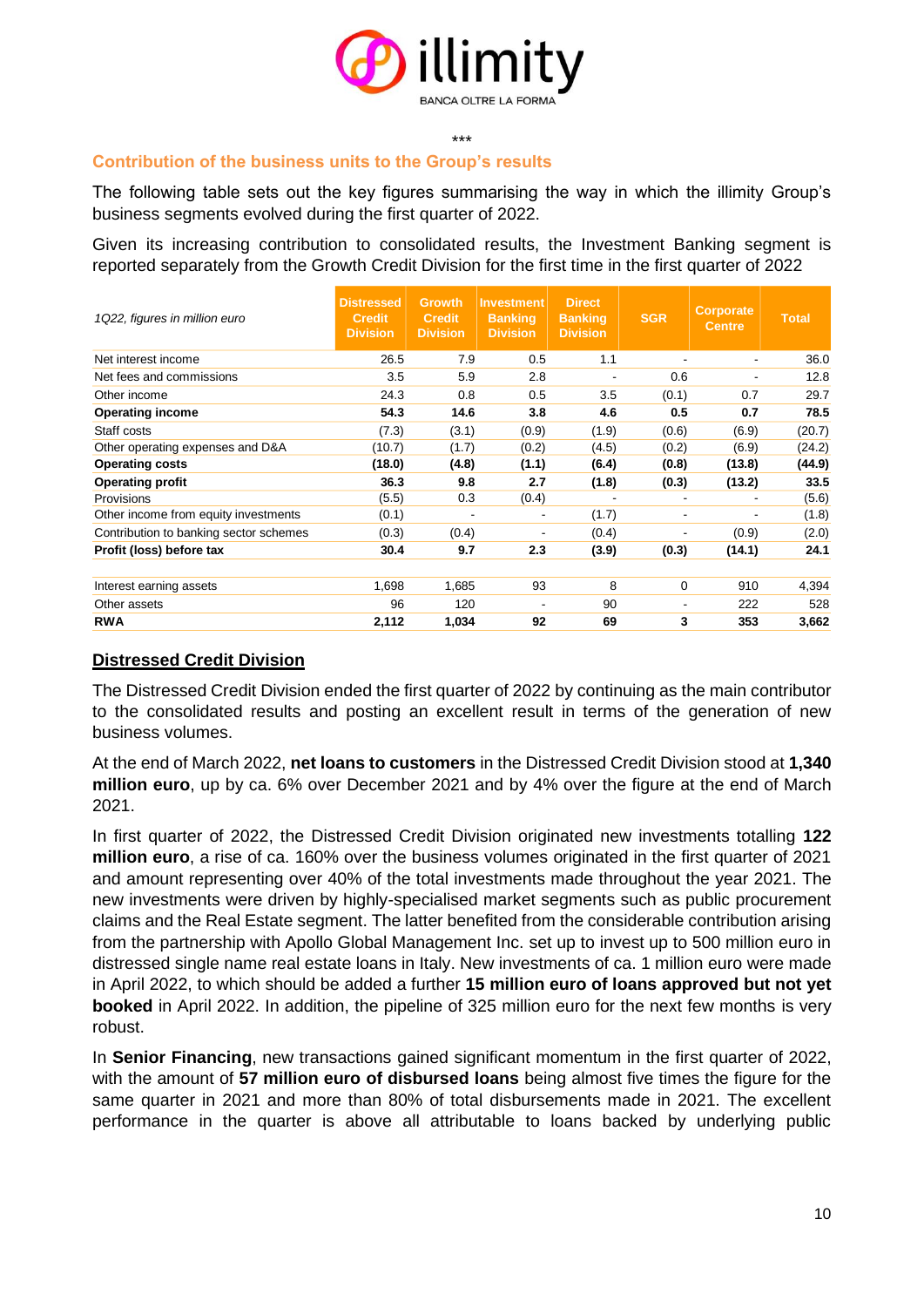\*\*\*

## Contribution of the business units to the Group's results

The following table sets out the key figures summarising the way in which the illimity Group's business segments evolved during the first quarter of 2022.

Given its increasing contribution to consolidated results, the Investment Banking segment is reported separately from the Growth Credit Division for the first time in the first quarter of 2022

| *1Q22, figures in million euro* | Distressed Credit Division | Growth Credit Division | Investment Banking Division | Direct Banking Division | SGR | Corporate Centre | Total |
|---|---|---|---|---|---|---|---|
| Net interest income | 26.5 | 7.9 | 0.5 | 1.1 | - | - | 36.0 |
| Net fees and commissions | 3.5 | 5.9 | 2.8 | - | 0.6 | - | 12.8 |
| Other income | 24.3 | 0.8 | 0.5 | 3.5 | (0.1) | 0.7 | 29.7 |
| **Operating income** | **54.3** | **14.6** | **3.8** | **4.6** | **0.5** | **0.7** | **78.5** |
| Staff costs | (7.3) | (3.1) | (0.9) | (1.9) | (0.6) | (6.9) | (20.7) |
| Other operating expenses and D&A | (10.7) | (1.7) | (0.2) | (4.5) | (0.2) | (6.9) | (24.2) |
| **Operating costs** | **(18.0)** | **(4.8)** | **(1.1)** | **(6.4)** | **(0.8)** | **(13.8)** | **(44.9)** |
| **Operating profit** | **36.3** | **9.8** | **2.7** | **(1.8)** | **(0.3)** | **(13.2)** | **33.5** |
| Provisions | (5.5) | 0.3 | (0.4) | - | - | - | (5.6) |
| Other income from equity investments | (0.1) | - | - | (1.7) | - | - | (1.8) |
| Contribution to banking sector schemes | (0.3) | (0.4) | - | (0.4) | - | (0.9) | (2.0) |
| **Profit (loss) before tax** | **30.4** | **9.7** | **2.3** | **(3.9)** | **(0.3)** | **(14.1)** | **24.1** |
| | | | | | | | |
| Interest earning assets | 1,698 | 1,685 | 93 | 8 | 0 | 910 | 4,394 |
| Other assets | 96 | 120 | - | 90 | - | 222 | 528 |
| **RWA** | **2,112** | **1,034** | **92** | **69** | **3** | **353** | **3,662** |

### Distressed Credit Division

The Distressed Credit Division ended the first quarter of 2022 by continuing as the main contributor to the consolidated results and posting an excellent result in terms of the generation of new business volumes.

At the end of March 2022, **net loans to customers** in the Distressed Credit Division stood at **1,340 million euro**, up by ca. 6% over December 2021 and by 4% over the figure at the end of March 2021.

In first quarter of 2022, the Distressed Credit Division originated new investments totalling **122 million euro**, a rise of ca. 160% over the business volumes originated in the first quarter of 2021 and amount representing over 40% of the total investments made throughout the year 2021. The new investments were driven by highly-specialised market segments such as public procurement claims and the Real Estate segment. The latter benefited from the considerable contribution arising from the partnership with Apollo Global Management Inc. set up to invest up to 500 million euro in distressed single name real estate loans in Italy. New investments of ca. 1 million euro were made in April 2022, to which should be added a further **15 million euro of loans approved but not yet booked** in April 2022. In addition, the pipeline of 325 million euro for the next few months is very robust.

In **Senior Financing**, new transactions gained significant momentum in the first quarter of 2022, with the amount of **57 million euro of disbursed loans** being almost five times the figure for the same quarter in 2021 and more than 80% of total disbursements made in 2021. The excellent performance in the quarter is above all attributable to loans backed by underlying public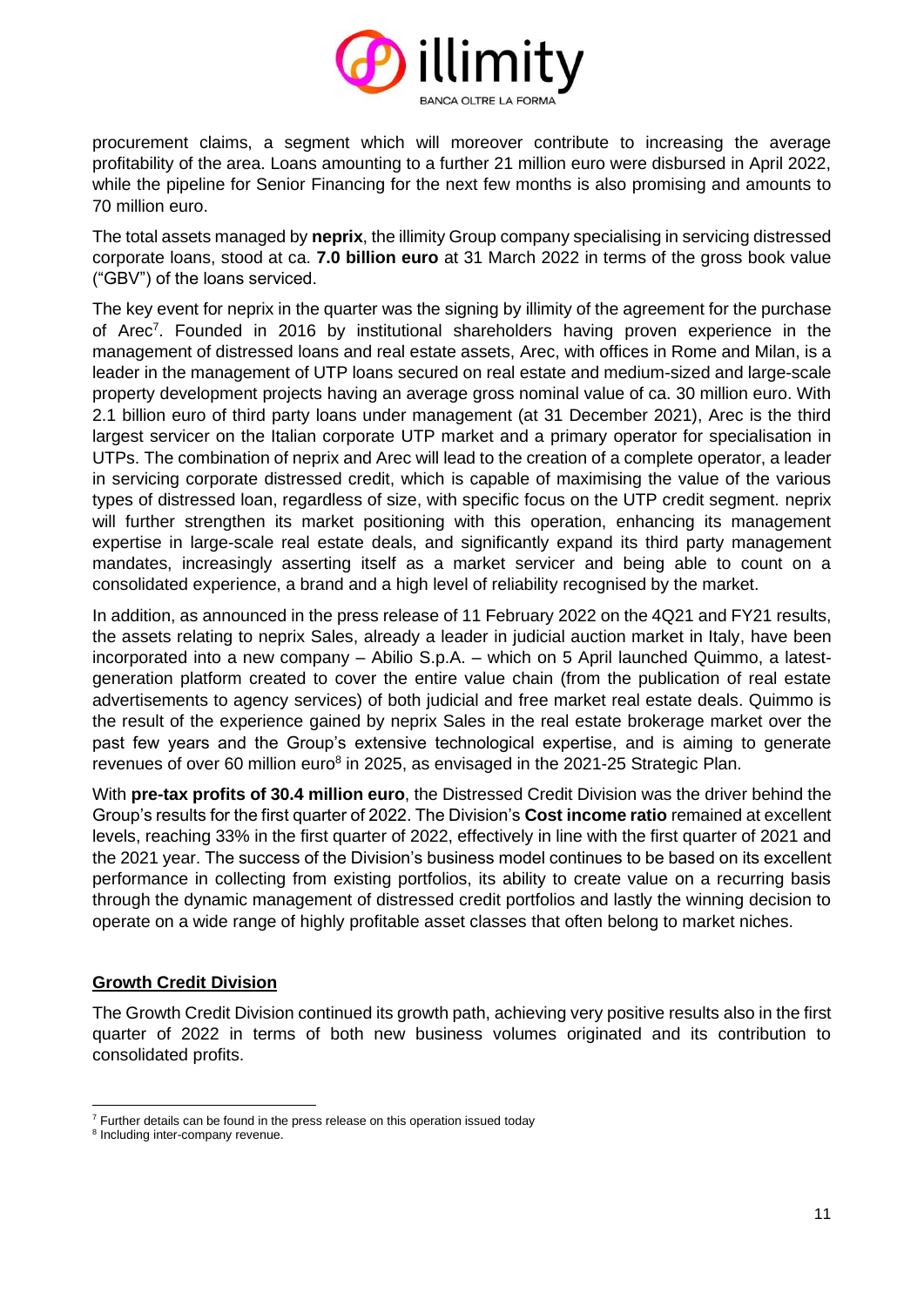procurement claims, a segment which will moreover contribute to increasing the average profitability of the area. Loans amounting to a further 21 million euro were disbursed in April 2022, while the pipeline for Senior Financing for the next few months is also promising and amounts to 70 million euro.

The total assets managed by **neprix**, the illimity Group company specialising in servicing distressed corporate loans, stood at ca. **7.0 billion euro** at 31 March 2022 in terms of the gross book value ("GBV") of the loans serviced.

The key event for neprix in the quarter was the signing by illimity of the agreement for the purchase of Arec[7]. Founded in 2016 by institutional shareholders having proven experience in the management of distressed loans and real estate assets, Arec, with offices in Rome and Milan, is a leader in the management of UTP loans secured on real estate and medium-sized and large-scale property development projects having an average gross nominal value of ca. 30 million euro. With 2.1 billion euro of third party loans under management (at 31 December 2021), Arec is the third largest servicer on the Italian corporate UTP market and a primary operator for specialisation in UTPs. The combination of neprix and Arec will lead to the creation of a complete operator, a leader in servicing corporate distressed credit, which is capable of maximising the value of the various types of distressed loan, regardless of size, with specific focus on the UTP credit segment. neprix will further strengthen its market positioning with this operation, enhancing its management expertise in large-scale real estate deals, and significantly expand its third party management mandates, increasingly asserting itself as a market servicer and being able to count on a consolidated experience, a brand and a high level of reliability recognised by the market.

In addition, as announced in the press release of 11 February 2022 on the 4Q21 and FY21 results, the assets relating to neprix Sales, already a leader in judicial auction market in Italy, have been incorporated into a new company – Abilio S.p.A. – which on 5 April launched Quimmo, a latest-generation platform created to cover the entire value chain (from the publication of real estate advertisements to agency services) of both judicial and free market real estate deals. Quimmo is the result of the experience gained by neprix Sales in the real estate brokerage market over the past few years and the Group's extensive technological expertise, and is aiming to generate revenues of over 60 million euro[8] in 2025, as envisaged in the 2021-25 Strategic Plan.

With **pre-tax profits of 30.4 million euro**, the Distressed Credit Division was the driver behind the Group's results for the first quarter of 2022. The Division's **Cost income ratio** remained at excellent levels, reaching 33% in the first quarter of 2022, effectively in line with the first quarter of 2021 and the 2021 year. The success of the Division's business model continues to be based on its excellent performance in collecting from existing portfolios, its ability to create value on a recurring basis through the dynamic management of distressed credit portfolios and lastly the winning decision to operate on a wide range of highly profitable asset classes that often belong to market niches.

## Growth Credit Division

The Growth Credit Division continued its growth path, achieving very positive results also in the first quarter of 2022 in terms of both new business volumes originated and its contribution to consolidated profits.

---

[7] Further details can be found in the press release on this operation issued today

[8] Including inter-company revenue.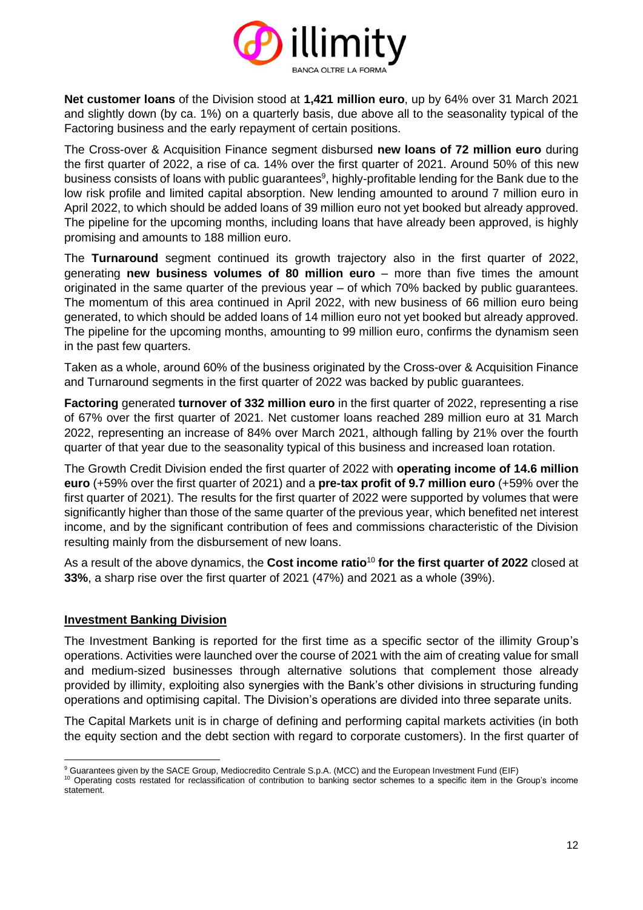**Net customer loans** of the Division stood at **1,421 million euro**, up by 64% over 31 March 2021 and slightly down (by ca. 1%) on a quarterly basis, due above all to the seasonality typical of the Factoring business and the early repayment of certain positions.

The Cross-over & Acquisition Finance segment disbursed **new loans of 72 million euro** during the first quarter of 2022, a rise of ca. 14% over the first quarter of 2021. Around 50% of this new business consists of loans with public guarantees[9], highly-profitable lending for the Bank due to the low risk profile and limited capital absorption. New lending amounted to around 7 million euro in April 2022, to which should be added loans of 39 million euro not yet booked but already approved. The pipeline for the upcoming months, including loans that have already been approved, is highly promising and amounts to 188 million euro.

The **Turnaround** segment continued its growth trajectory also in the first quarter of 2022, generating **new business volumes of 80 million euro** – more than five times the amount originated in the same quarter of the previous year – of which 70% backed by public guarantees. The momentum of this area continued in April 2022, with new business of 66 million euro being generated, to which should be added loans of 14 million euro not yet booked but already approved. The pipeline for the upcoming months, amounting to 99 million euro, confirms the dynamism seen in the past few quarters.

Taken as a whole, around 60% of the business originated by the Cross-over & Acquisition Finance and Turnaround segments in the first quarter of 2022 was backed by public guarantees.

**Factoring** generated **turnover of 332 million euro** in the first quarter of 2022, representing a rise of 67% over the first quarter of 2021. Net customer loans reached 289 million euro at 31 March 2022, representing an increase of 84% over March 2021, although falling by 21% over the fourth quarter of that year due to the seasonality typical of this business and increased loan rotation.

The Growth Credit Division ended the first quarter of 2022 with **operating income of 14.6 million euro** (+59% over the first quarter of 2021) and a **pre-tax profit of 9.7 million euro** (+59% over the first quarter of 2021). The results for the first quarter of 2022 were supported by volumes that were significantly higher than those of the same quarter of the previous year, which benefited net interest income, and by the significant contribution of fees and commissions characteristic of the Division resulting mainly from the disbursement of new loans.

As a result of the above dynamics, the **Cost income ratio**[10] **for the first quarter of 2022** closed at **33%**, a sharp rise over the first quarter of 2021 (47%) and 2021 as a whole (39%).

## Investment Banking Division

The Investment Banking is reported for the first time as a specific sector of the illimity Group's operations. Activities were launched over the course of 2021 with the aim of creating value for small and medium-sized businesses through alternative solutions that complement those already provided by illimity, exploiting also synergies with the Bank's other divisions in structuring funding operations and optimising capital. The Division's operations are divided into three separate units.

The Capital Markets unit is in charge of defining and performing capital markets activities (in both the equity section and the debt section with regard to corporate customers). In the first quarter of

---

[9] Guarantees given by the SACE Group, Mediocredito Centrale S.p.A. (MCC) and the European Investment Fund (EIF)

[10] Operating costs restated for reclassification of contribution to banking sector schemes to a specific item in the Group's income statement.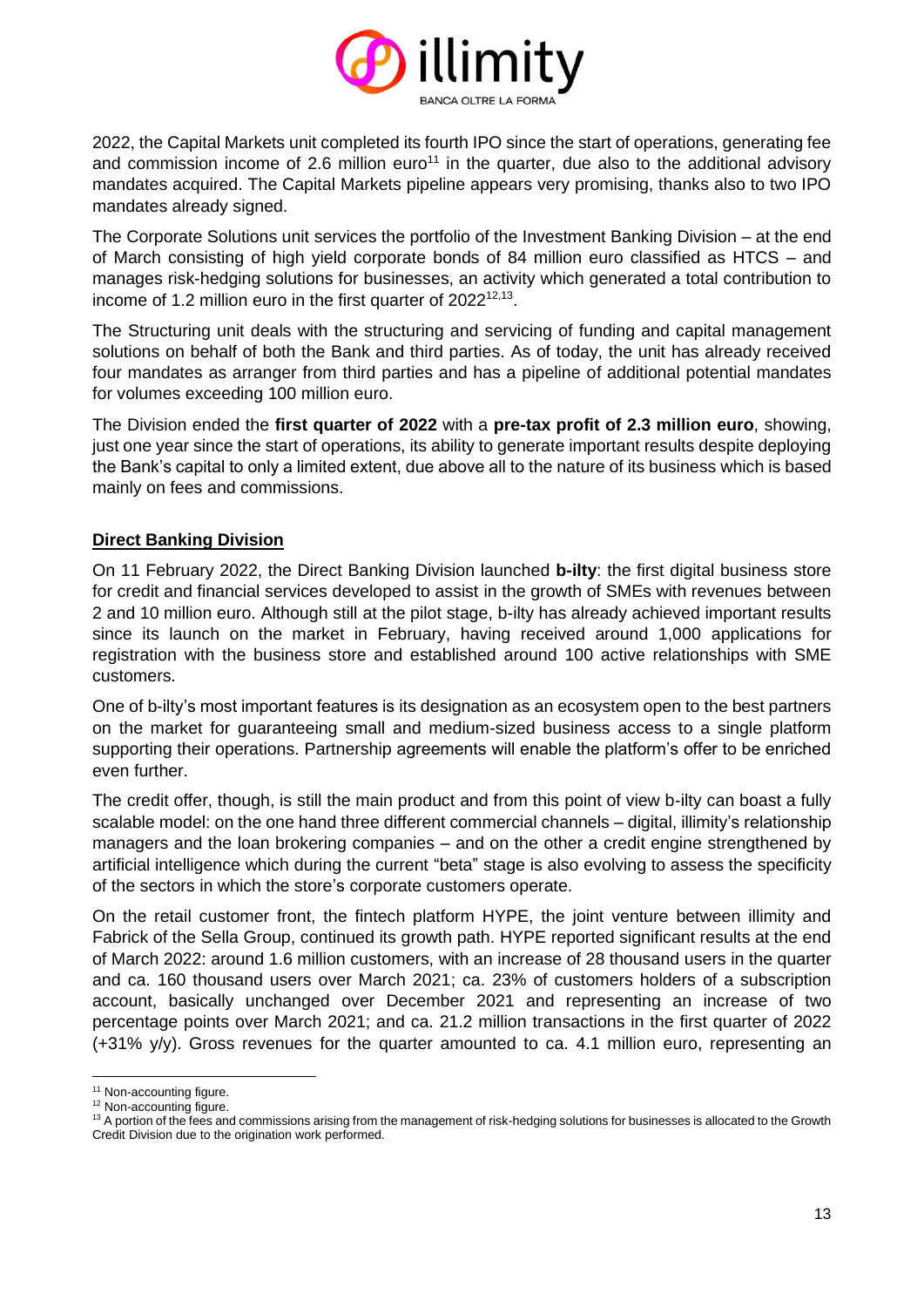2022, the Capital Markets unit completed its fourth IPO since the start of operations, generating fee and commission income of 2.6 million euro[11] in the quarter, due also to the additional advisory mandates acquired. The Capital Markets pipeline appears very promising, thanks also to two IPO mandates already signed.

The Corporate Solutions unit services the portfolio of the Investment Banking Division – at the end of March consisting of high yield corporate bonds of 84 million euro classified as HTCS – and manages risk-hedging solutions for businesses, an activity which generated a total contribution to income of 1.2 million euro in the first quarter of 2022[12,13].

The Structuring unit deals with the structuring and servicing of funding and capital management solutions on behalf of both the Bank and third parties. As of today, the unit has already received four mandates as arranger from third parties and has a pipeline of additional potential mandates for volumes exceeding 100 million euro.

The Division ended the **first quarter of 2022** with a **pre-tax profit of 2.3 million euro**, showing, just one year since the start of operations, its ability to generate important results despite deploying the Bank's capital to only a limited extent, due above all to the nature of its business which is based mainly on fees and commissions.

## Direct Banking Division

On 11 February 2022, the Direct Banking Division launched **b-ilty**: the first digital business store for credit and financial services developed to assist in the growth of SMEs with revenues between 2 and 10 million euro. Although still at the pilot stage, b-ilty has already achieved important results since its launch on the market in February, having received around 1,000 applications for registration with the business store and established around 100 active relationships with SME customers.

One of b-ilty's most important features is its designation as an ecosystem open to the best partners on the market for guaranteeing small and medium-sized business access to a single platform supporting their operations. Partnership agreements will enable the platform's offer to be enriched even further.

The credit offer, though, is still the main product and from this point of view b-ilty can boast a fully scalable model: on the one hand three different commercial channels – digital, illimity's relationship managers and the loan brokering companies – and on the other a credit engine strengthened by artificial intelligence which during the current "beta" stage is also evolving to assess the specificity of the sectors in which the store's corporate customers operate.

On the retail customer front, the fintech platform HYPE, the joint venture between illimity and Fabrick of the Sella Group, continued its growth path. HYPE reported significant results at the end of March 2022: around 1.6 million customers, with an increase of 28 thousand users in the quarter and ca. 160 thousand users over March 2021; ca. 23% of customers holders of a subscription account, basically unchanged over December 2021 and representing an increase of two percentage points over March 2021; and ca. 21.2 million transactions in the first quarter of 2022 (+31% y/y). Gross revenues for the quarter amounted to ca. 4.1 million euro, representing an

[11] Non-accounting figure.

[12] Non-accounting figure.

[13] A portion of the fees and commissions arising from the management of risk-hedging solutions for businesses is allocated to the Growth Credit Division due to the origination work performed.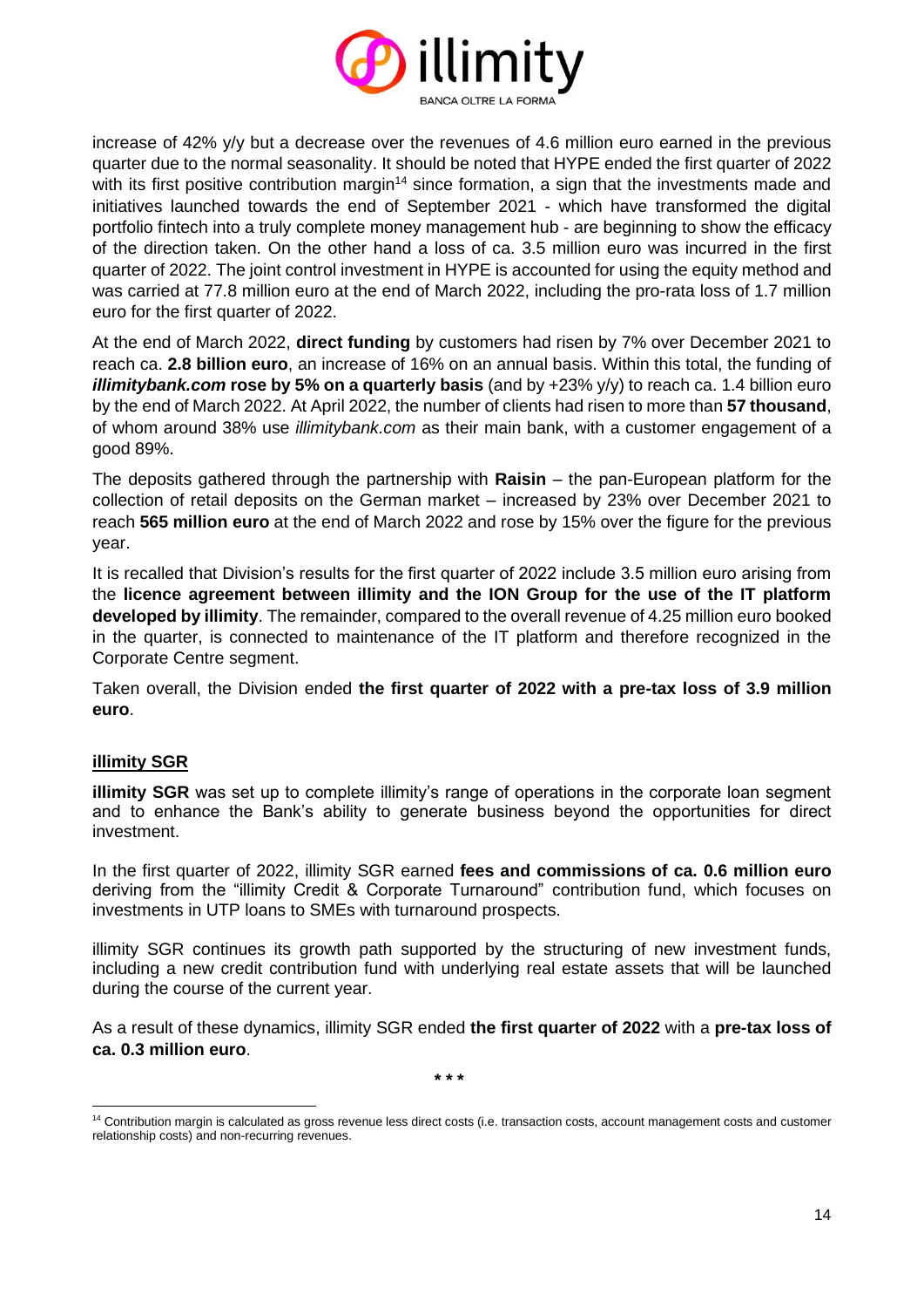increase of 42% y/y but a decrease over the revenues of 4.6 million euro earned in the previous quarter due to the normal seasonality. It should be noted that HYPE ended the first quarter of 2022 with its first positive contribution margin[14] since formation, a sign that the investments made and initiatives launched towards the end of September 2021 - which have transformed the digital portfolio fintech into a truly complete money management hub - are beginning to show the efficacy of the direction taken. On the other hand a loss of ca. 3.5 million euro was incurred in the first quarter of 2022. The joint control investment in HYPE is accounted for using the equity method and was carried at 77.8 million euro at the end of March 2022, including the pro-rata loss of 1.7 million euro for the first quarter of 2022.

At the end of March 2022, **direct funding** by customers had risen by 7% over December 2021 to reach ca. **2.8 billion euro**, an increase of 16% on an annual basis. Within this total, the funding of ***illimitybank.com*** **rose by 5% on a quarterly basis** (and by +23% y/y) to reach ca. 1.4 billion euro by the end of March 2022. At April 2022, the number of clients had risen to more than **57 thousand**, of whom around 38% use *illimitybank.com* as their main bank, with a customer engagement of a good 89%.

The deposits gathered through the partnership with **Raisin** – the pan-European platform for the collection of retail deposits on the German market – increased by 23% over December 2021 to reach **565 million euro** at the end of March 2022 and rose by 15% over the figure for the previous year.

It is recalled that Division's results for the first quarter of 2022 include 3.5 million euro arising from the **licence agreement between illimity and the ION Group for the use of the IT platform developed by illimity**. The remainder, compared to the overall revenue of 4.25 million euro booked in the quarter, is connected to maintenance of the IT platform and therefore recognized in the Corporate Centre segment.

Taken overall, the Division ended **the first quarter of 2022 with a pre-tax loss of 3.9 million euro**.

## illimity SGR

**illimity SGR** was set up to complete illimity's range of operations in the corporate loan segment and to enhance the Bank's ability to generate business beyond the opportunities for direct investment.

In the first quarter of 2022, illimity SGR earned **fees and commissions of ca. 0.6 million euro** deriving from the "illimity Credit & Corporate Turnaround" contribution fund, which focuses on investments in UTP loans to SMEs with turnaround prospects.

illimity SGR continues its growth path supported by the structuring of new investment funds, including a new credit contribution fund with underlying real estate assets that will be launched during the course of the current year.

As a result of these dynamics, illimity SGR ended **the first quarter of 2022** with a **pre-tax loss of ca. 0.3 million euro**.

\* \* \*

[14] Contribution margin is calculated as gross revenue less direct costs (i.e. transaction costs, account management costs and customer relationship costs) and non-recurring revenues.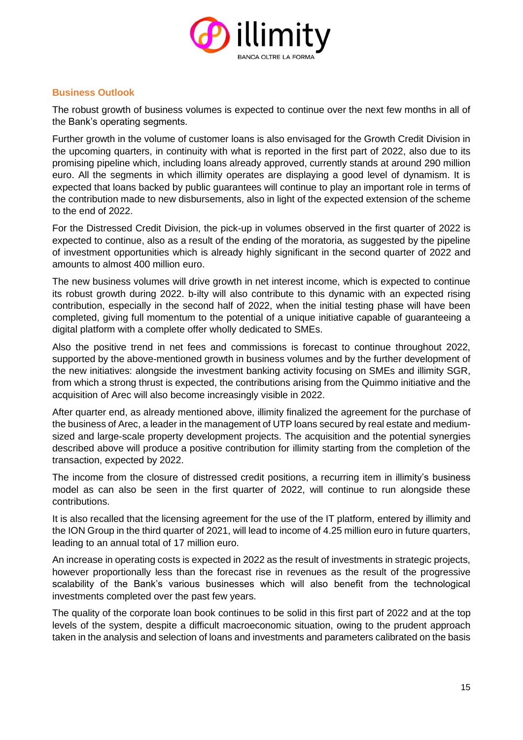## Business Outlook

The robust growth of business volumes is expected to continue over the next few months in all of the Bank's operating segments.

Further growth in the volume of customer loans is also envisaged for the Growth Credit Division in the upcoming quarters, in continuity with what is reported in the first part of 2022, also due to its promising pipeline which, including loans already approved, currently stands at around 290 million euro. All the segments in which illimity operates are displaying a good level of dynamism. It is expected that loans backed by public guarantees will continue to play an important role in terms of the contribution made to new disbursements, also in light of the expected extension of the scheme to the end of 2022.

For the Distressed Credit Division, the pick-up in volumes observed in the first quarter of 2022 is expected to continue, also as a result of the ending of the moratoria, as suggested by the pipeline of investment opportunities which is already highly significant in the second quarter of 2022 and amounts to almost 400 million euro.

The new business volumes will drive growth in net interest income, which is expected to continue its robust growth during 2022. b-ilty will also contribute to this dynamic with an expected rising contribution, especially in the second half of 2022, when the initial testing phase will have been completed, giving full momentum to the potential of a unique initiative capable of guaranteeing a digital platform with a complete offer wholly dedicated to SMEs.

Also the positive trend in net fees and commissions is forecast to continue throughout 2022, supported by the above-mentioned growth in business volumes and by the further development of the new initiatives: alongside the investment banking activity focusing on SMEs and illimity SGR, from which a strong thrust is expected, the contributions arising from the Quimmo initiative and the acquisition of Arec will also become increasingly visible in 2022.

After quarter end, as already mentioned above, illimity finalized the agreement for the purchase of the business of Arec, a leader in the management of UTP loans secured by real estate and medium-sized and large-scale property development projects. The acquisition and the potential synergies described above will produce a positive contribution for illimity starting from the completion of the transaction, expected by 2022.

The income from the closure of distressed credit positions, a recurring item in illimity's business model as can also be seen in the first quarter of 2022, will continue to run alongside these contributions.

It is also recalled that the licensing agreement for the use of the IT platform, entered by illimity and the ION Group in the third quarter of 2021, will lead to income of 4.25 million euro in future quarters, leading to an annual total of 17 million euro.

An increase in operating costs is expected in 2022 as the result of investments in strategic projects, however proportionally less than the forecast rise in revenues as the result of the progressive scalability of the Bank's various businesses which will also benefit from the technological investments completed over the past few years.

The quality of the corporate loan book continues to be solid in this first part of 2022 and at the top levels of the system, despite a difficult macroeconomic situation, owing to the prudent approach taken in the analysis and selection of loans and investments and parameters calibrated on the basis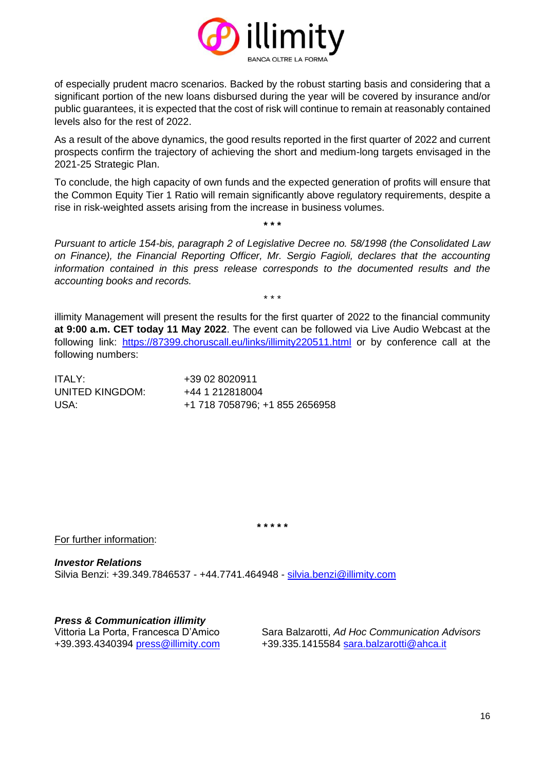of especially prudent macro scenarios. Backed by the robust starting basis and considering that a significant portion of the new loans disbursed during the year will be covered by insurance and/or public guarantees, it is expected that the cost of risk will continue to remain at reasonably contained levels also for the rest of 2022.

As a result of the above dynamics, the good results reported in the first quarter of 2022 and current prospects confirm the trajectory of achieving the short and medium-long targets envisaged in the 2021-25 Strategic Plan.

To conclude, the high capacity of own funds and the expected generation of profits will ensure that the Common Equity Tier 1 Ratio will remain significantly above regulatory requirements, despite a rise in risk-weighted assets arising from the increase in business volumes.

\* \* \*

*Pursuant to article 154-bis, paragraph 2 of Legislative Decree no. 58/1998 (the Consolidated Law on Finance), the Financial Reporting Officer, Mr. Sergio Fagioli, declares that the accounting information contained in this press release corresponds to the documented results and the accounting books and records.*

\* \* \*

illimity Management will present the results for the first quarter of 2022 to the financial community **at 9:00 a.m. CET today 11 May 2022**. The event can be followed via Live Audio Webcast at the following link: https://87399.choruscall.eu/links/illimity220511.html or by conference call at the following numbers:

| | |
|---|---|
| ITALY: | +39 02 8020911 |
| UNITED KINGDOM: | +44 1 212818004 |
| USA: | +1 718 7058796; +1 855 2656958 |

\* \* \* \* \*

For further information:

***Investor Relations***
Silvia Benzi: +39.349.7846537 - +44.7741.464948 - silvia.benzi@illimity.com

***Press & Communication illimity***
Vittoria La Porta, Francesca D'Amico
+39.393.4340394 press@illimity.com

Sara Balzarotti, *Ad Hoc Communication Advisors*
+39.335.1415584 sara.balzarotti@ahca.it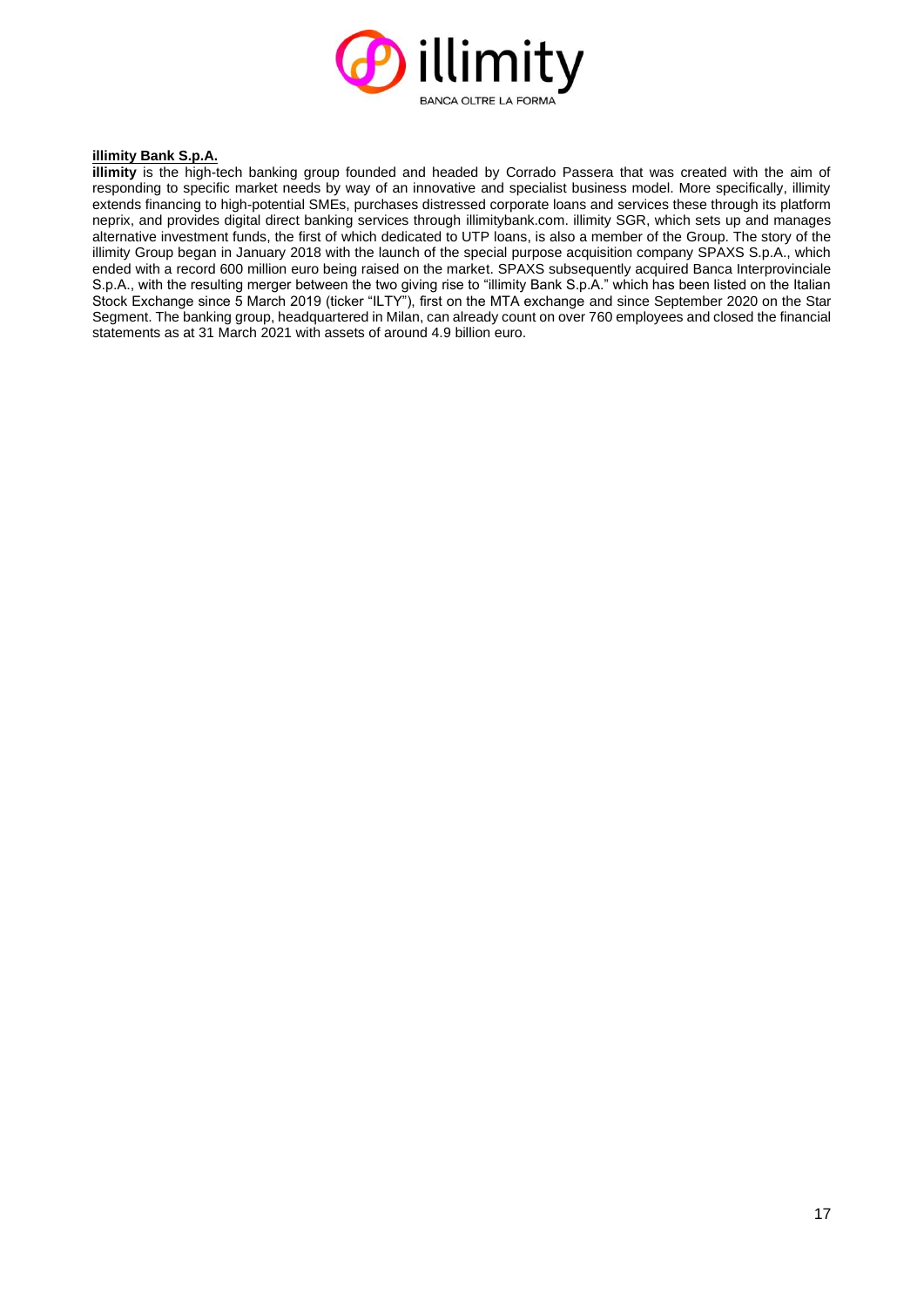**illimity Bank S.p.A.**

**illimity** is the high-tech banking group founded and headed by Corrado Passera that was created with the aim of responding to specific market needs by way of an innovative and specialist business model. More specifically, illimity extends financing to high-potential SMEs, purchases distressed corporate loans and services these through its platform neprix, and provides digital direct banking services through illimitybank.com. illimity SGR, which sets up and manages alternative investment funds, the first of which dedicated to UTP loans, is also a member of the Group. The story of the illimity Group began in January 2018 with the launch of the special purpose acquisition company SPAXS S.p.A., which ended with a record 600 million euro being raised on the market. SPAXS subsequently acquired Banca Interprovinciale S.p.A., with the resulting merger between the two giving rise to "illimity Bank S.p.A." which has been listed on the Italian Stock Exchange since 5 March 2019 (ticker "ILTY"), first on the MTA exchange and since September 2020 on the Star Segment. The banking group, headquartered in Milan, can already count on over 760 employees and closed the financial statements as at 31 March 2021 with assets of around 4.9 billion euro.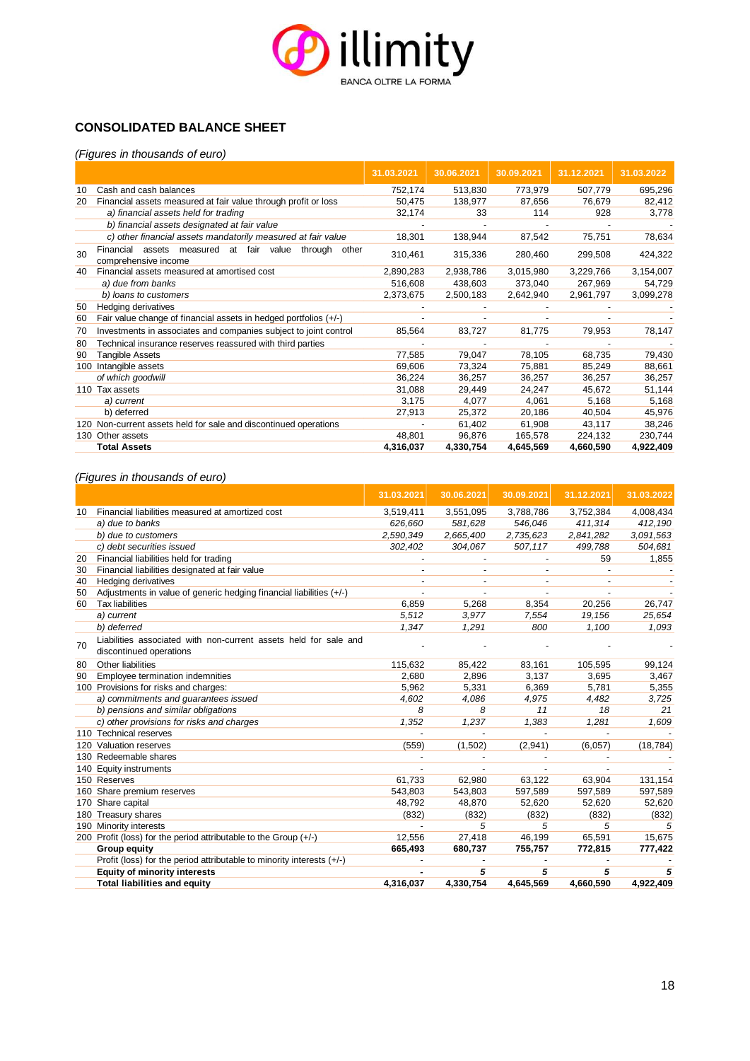## CONSOLIDATED BALANCE SHEET

*(Figures in thousands of euro)*

| | | 31.03.2021 | 30.06.2021 | 30.09.2021 | 31.12.2021 | 31.03.2022 |
|---|---|---|---|---|---|---|
| 10 | Cash and cash balances | 752,174 | 513,830 | 773,979 | 507,779 | 695,296 |
| 20 | Financial assets measured at fair value through profit or loss | 50,475 | 138,977 | 87,656 | 76,679 | 82,412 |
| | *a) financial assets held for trading* | 32,174 | 33 | 114 | 928 | 3,778 |
| | *b) financial assets designated at fair value* | - | - | - | - | - |
| | *c) other financial assets mandatorily measured at fair value* | 18,301 | 138,944 | 87,542 | 75,751 | 78,634 |
| 30 | Financial assets measured at fair value through other comprehensive income | 310,461 | 315,336 | 280,460 | 299,508 | 424,322 |
| 40 | Financial assets measured at amortised cost | 2,890,283 | 2,938,786 | 3,015,980 | 3,229,766 | 3,154,007 |
| | *a) due from banks* | 516,608 | 438,603 | 373,040 | 267,969 | 54,729 |
| | *b) loans to customers* | 2,373,675 | 2,500,183 | 2,642,940 | 2,961,797 | 3,099,278 |
| 50 | Hedging derivatives | - | - | - | - | - |
| 60 | Fair value change of financial assets in hedged portfolios (+/-) | - | - | - | - | - |
| 70 | Investments in associates and companies subject to joint control | 85,564 | 83,727 | 81,775 | 79,953 | 78,147 |
| 80 | Technical insurance reserves reassured with third parties | - | - | - | - | - |
| 90 | Tangible Assets | 77,585 | 79,047 | 78,105 | 68,735 | 79,430 |
| 100 | Intangible assets | 69,606 | 73,324 | 75,881 | 85,249 | 88,661 |
| | *of which goodwill* | 36,224 | 36,257 | 36,257 | 36,257 | 36,257 |
| 110 | Tax assets | 31,088 | 29,449 | 24,247 | 45,672 | 51,144 |
| | *a) current* | 3,175 | 4,077 | 4,061 | 5,168 | 5,168 |
| | b) deferred | 27,913 | 25,372 | 20,186 | 40,504 | 45,976 |
| 120 | Non-current assets held for sale and discontinued operations | - | 61,402 | 61,908 | 43,117 | 38,246 |
| 130 | Other assets | 48,801 | 96,876 | 165,578 | 224,132 | 230,744 |
| | **Total Assets** | **4,316,037** | **4,330,754** | **4,645,569** | **4,660,590** | **4,922,409** |

*(Figures in thousands of euro)*

| | | 31.03.2021 | 30.06.2021 | 30.09.2021 | 31.12.2021 | 31.03.2022 |
|---|---|---|---|---|---|---|
| 10 | Financial liabilities measured at amortized cost | 3,519,411 | 3,551,095 | 3,788,786 | 3,752,384 | 4,008,434 |
| | *a) due to banks* | *626,660* | *581,628* | *546,046* | *411,314* | *412,190* |
| | *b) due to customers* | *2,590,349* | *2,665,400* | *2,735,623* | *2,841,282* | *3,091,563* |
| | *c) debt securities issued* | *302,402* | *304,067* | *507,117* | *499,788* | *504,681* |
| 20 | Financial liabilities held for trading | - | - | - | 59 | 1,855 |
| 30 | Financial liabilities designated at fair value | - | - | - | - | - |
| 40 | Hedging derivatives | - | - | - | - | - |
| 50 | Adjustments in value of generic hedging financial liabilities (+/-) | - | - | - | - | - |
| 60 | Tax liabilities | 6,859 | 5,268 | 8,354 | 20,256 | 26,747 |
| | *a) current* | *5,512* | *3,977* | *7,554* | *19,156* | *25,654* |
| | *b) deferred* | *1,347* | *1,291* | *800* | *1,100* | *1,093* |
| 70 | Liabilities associated with non-current assets held for sale and discontinued operations | - | - | - | - | - |
| 80 | Other liabilities | 115,632 | 85,422 | 83,161 | 105,595 | 99,124 |
| 90 | Employee termination indemnities | 2,680 | 2,896 | 3,137 | 3,695 | 3,467 |
| 100 | Provisions for risks and charges: | 5,962 | 5,331 | 6,369 | 5,781 | 5,355 |
| | *a) commitments and guarantees issued* | *4,602* | *4,086* | *4,975* | *4,482* | *3,725* |
| | *b) pensions and similar obligations* | *8* | *8* | *11* | *18* | *21* |
| | *c) other provisions for risks and charges* | *1,352* | *1,237* | *1,383* | *1,281* | *1,609* |
| 110 | Technical reserves | - | - | - | - | - |
| 120 | Valuation reserves | (559) | (1,502) | (2,941) | (6,057) | (18,784) |
| 130 | Redeemable shares | - | - | - | - | - |
| 140 | Equity instruments | - | - | - | - | - |
| 150 | Reserves | 61,733 | 62,980 | 63,122 | 63,904 | 131,154 |
| 160 | Share premium reserves | 543,803 | 543,803 | 597,589 | 597,589 | 597,589 |
| 170 | Share capital | 48,792 | 48,870 | 52,620 | 52,620 | 52,620 |
| 180 | Treasury shares | (832) | (832) | (832) | (832) | (832) |
| 190 | Minority interests | - | *5* | *5* | *5* | *5* |
| 200 | Profit (loss) for the period attributable to the Group (+/-) | 12,556 | 27,418 | 46,199 | 65,591 | 15,675 |
| | **Group equity** | **665,493** | **680,737** | **755,757** | **772,815** | **777,422** |
| | Profit (loss) for the period attributable to minority interests (+/-) | - | - | - | - | - |
| | **Equity of minority interests** | **-** | ***5*** | ***5*** | ***5*** | ***5*** |
| | **Total liabilities and equity** | **4,316,037** | **4,330,754** | **4,645,569** | **4,660,590** | **4,922,409** |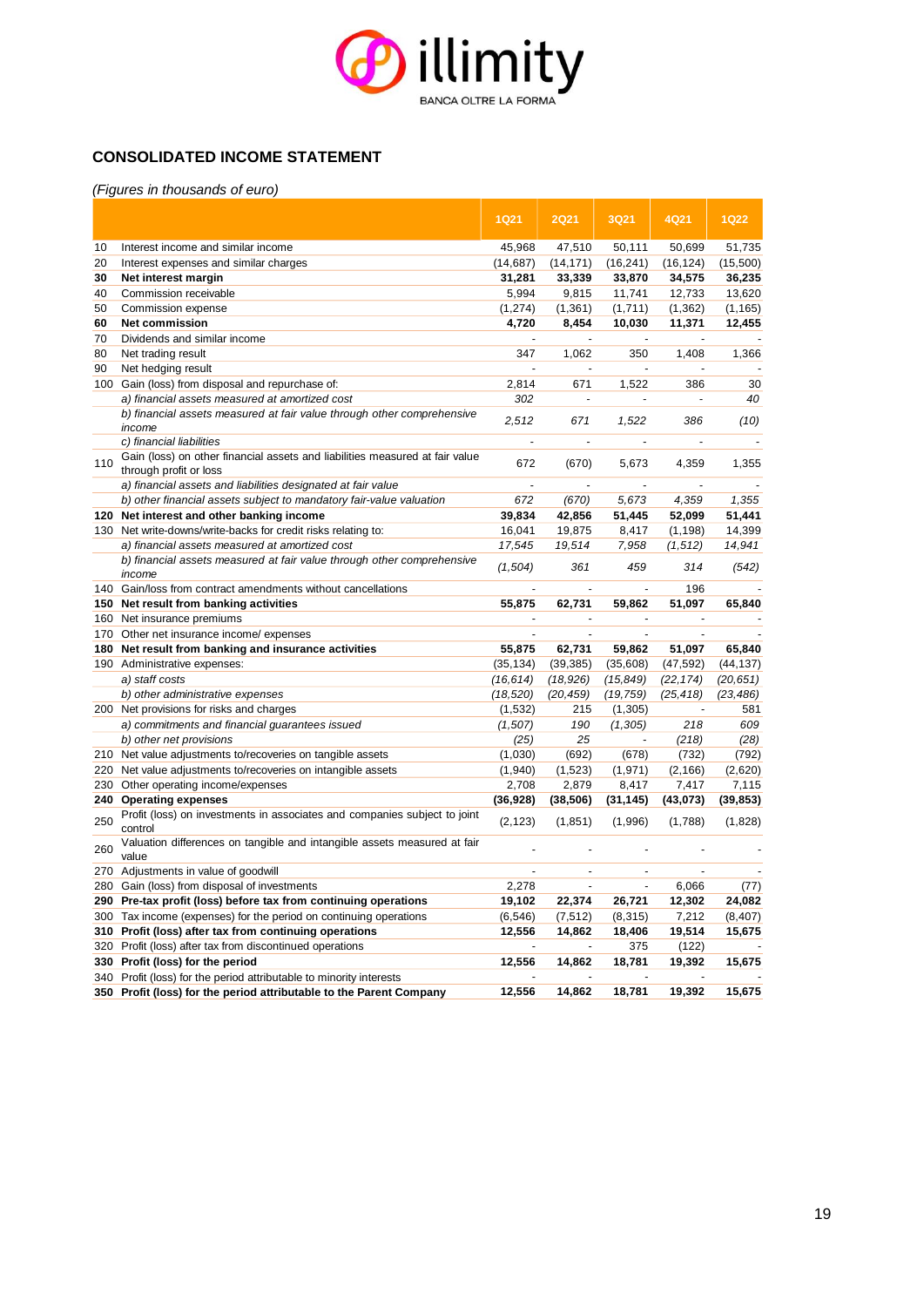## CONSOLIDATED INCOME STATEMENT

*(Figures in thousands of euro)*

| | | 1Q21 | 2Q21 | 3Q21 | 4Q21 | 1Q22 |
|---|---|---|---|---|---|---|
| 10 | Interest income and similar income | 45,968 | 47,510 | 50,111 | 50,699 | 51,735 |
| 20 | Interest expenses and similar charges | (14,687) | (14,171) | (16,241) | (16,124) | (15,500) |
| **30** | **Net interest margin** | **31,281** | **33,339** | **33,870** | **34,575** | **36,235** |
| 40 | Commission receivable | 5,994 | 9,815 | 11,741 | 12,733 | 13,620 |
| 50 | Commission expense | (1,274) | (1,361) | (1,711) | (1,362) | (1,165) |
| **60** | **Net commission** | **4,720** | **8,454** | **10,030** | **11,371** | **12,455** |
| 70 | Dividends and similar income | - | - | - | - | - |
| 80 | Net trading result | 347 | 1,062 | 350 | 1,408 | 1,366 |
| 90 | Net hedging result | - | - | - | - | - |
| 100 | Gain (loss) from disposal and repurchase of: | 2,814 | 671 | 1,522 | 386 | 30 |
| | *a) financial assets measured at amortized cost* | *302* | - | - | - | *40* |
| | *b) financial assets measured at fair value through other comprehensive income* | *2,512* | *671* | *1,522* | *386* | *(10)* |
| | *c) financial liabilities* | - | - | - | - | - |
| 110 | Gain (loss) on other financial assets and liabilities measured at fair value through profit or loss | 672 | (670) | 5,673 | 4,359 | 1,355 |
| | *a) financial assets and liabilities designated at fair value* | - | - | - | - | - |
| | *b) other financial assets subject to mandatory fair-value valuation* | *672* | *(670)* | *5,673* | *4,359* | *1,355* |
| **120** | **Net interest and other banking income** | **39,834** | **42,856** | **51,445** | **52,099** | **51,441** |
| 130 | Net write-downs/write-backs for credit risks relating to: | 16,041 | 19,875 | 8,417 | (1,198) | 14,399 |
| | *a) financial assets measured at amortized cost* | *17,545* | *19,514* | *7,958* | *(1,512)* | *14,941* |
| | *b) financial assets measured at fair value through other comprehensive income* | *(1,504)* | *361* | *459* | *314* | *(542)* |
| 140 | Gain/loss from contract amendments without cancellations | - | - | - | 196 | - |
| **150** | **Net result from banking activities** | **55,875** | **62,731** | **59,862** | **51,097** | **65,840** |
| 160 | Net insurance premiums | - | - | - | - | - |
| 170 | Other net insurance income/ expenses | - | - | - | - | - |
| **180** | **Net result from banking and insurance activities** | **55,875** | **62,731** | **59,862** | **51,097** | **65,840** |
| 190 | Administrative expenses: | (35,134) | (39,385) | (35,608) | (47,592) | (44,137) |
| | *a) staff costs* | *(16,614)* | *(18,926)* | *(15,849)* | *(22,174)* | *(20,651)* |
| | *b) other administrative expenses* | *(18,520)* | *(20,459)* | *(19,759)* | *(25,418)* | *(23,486)* |
| 200 | Net provisions for risks and charges | (1,532) | 215 | (1,305) | - | 581 |
| | *a) commitments and financial guarantees issued* | *(1,507)* | *190* | *(1,305)* | *218* | *609* |
| | *b) other net provisions* | *(25)* | *25* | - | *(218)* | *(28)* |
| 210 | Net value adjustments to/recoveries on tangible assets | (1,030) | (692) | (678) | (732) | (792) |
| 220 | Net value adjustments to/recoveries on intangible assets | (1,940) | (1,523) | (1,971) | (2,166) | (2,620) |
| 230 | Other operating income/expenses | 2,708 | 2,879 | 8,417 | 7,417 | 7,115 |
| **240** | **Operating expenses** | **(36,928)** | **(38,506)** | **(31,145)** | **(43,073)** | **(39,853)** |
| 250 | Profit (loss) on investments in associates and companies subject to joint control | (2,123) | (1,851) | (1,996) | (1,788) | (1,828) |
| 260 | Valuation differences on tangible and intangible assets measured at fair value | - | - | - | - | - |
| 270 | Adjustments in value of goodwill | - | - | - | - | - |
| 280 | Gain (loss) from disposal of investments | 2,278 | - | - | 6,066 | (77) |
| **290** | **Pre-tax profit (loss) before tax from continuing operations** | **19,102** | **22,374** | **26,721** | **12,302** | **24,082** |
| 300 | Tax income (expenses) for the period on continuing operations | (6,546) | (7,512) | (8,315) | 7,212 | (8,407) |
| **310** | **Profit (loss) after tax from continuing operations** | **12,556** | **14,862** | **18,406** | **19,514** | **15,675** |
| 320 | Profit (loss) after tax from discontinued operations | - | - | 375 | (122) | - |
| **330** | **Profit (loss) for the period** | **12,556** | **14,862** | **18,781** | **19,392** | **15,675** |
| 340 | Profit (loss) for the period attributable to minority interests | - | - | - | - | - |
| **350** | **Profit (loss) for the period attributable to the Parent Company** | **12,556** | **14,862** | **18,781** | **19,392** | **15,675** |